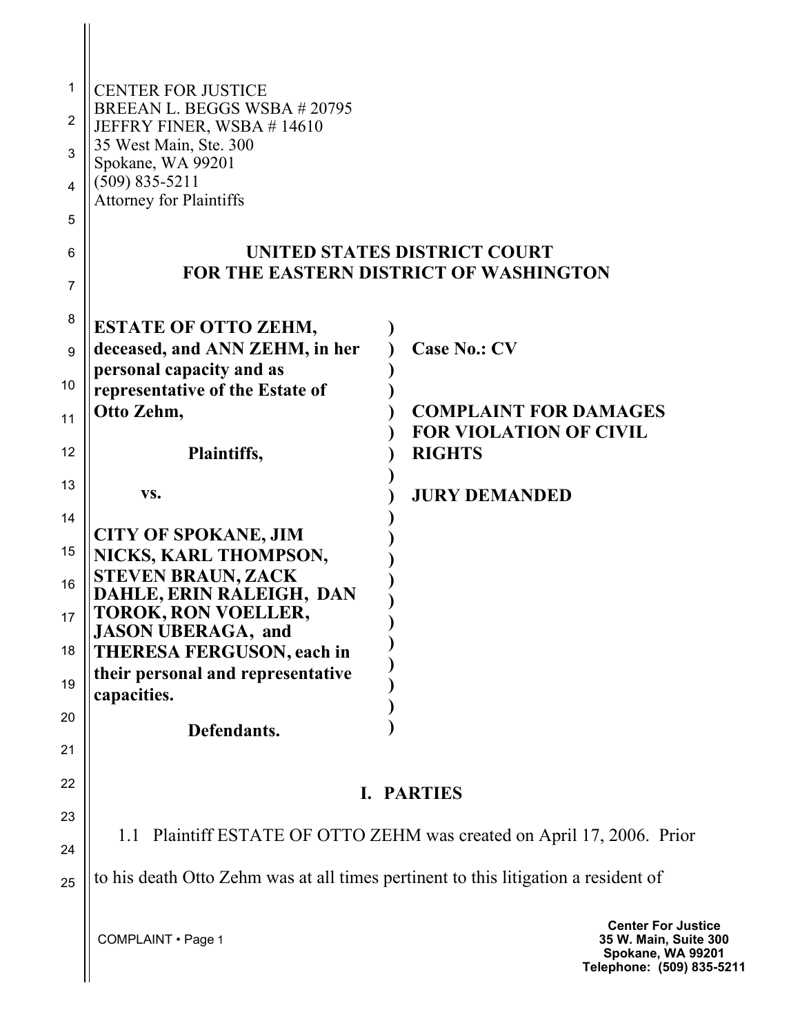CENTER FOR JUSTICE
BREEAN L. BEGGS WSBA # 20795
JEFFRY FINER, WSBA # 14610
35 West Main, Ste. 300
Spokane, WA 99201
(509) 835-5211
Attorney for Plaintiffs

**UNITED STATES DISTRICT COURT**
**FOR THE EASTERN DISTRICT OF WASHINGTON**

| | |
|---|---|
| **ESTATE OF OTTO ZEHM, deceased, and ANN ZEHM, in her personal capacity and as representative of the Estate of Otto Zehm,** | **Case No.: CV** |
| **Plaintiffs,** | **COMPLAINT FOR DAMAGES FOR VIOLATION OF CIVIL RIGHTS** |
| **vs.** | **JURY DEMANDED** |
| **CITY OF SPOKANE, JIM NICKS, KARL THOMPSON, STEVEN BRAUN, ZACK DAHLE, ERIN RALEIGH, DAN TOROK, RON VOELLER, JASON UBERAGA, and THERESA FERGUSON, each in their personal and representative capacities.** | |
| **Defendants.** | |

## I. PARTIES

1.1 Plaintiff ESTATE OF OTTO ZEHM was created on April 17, 2006. Prior to his death Otto Zehm was at all times pertinent to this litigation a resident of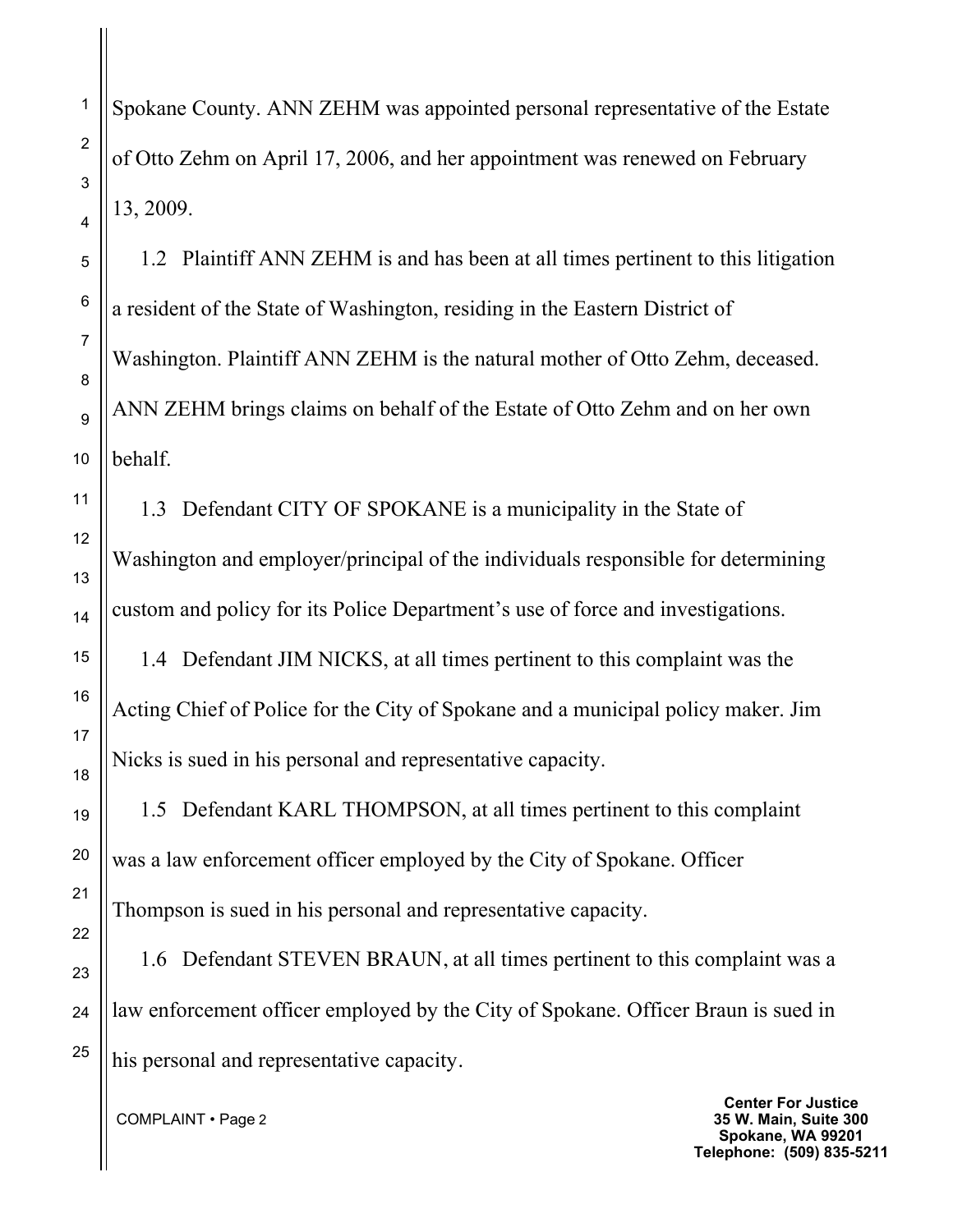Spokane County. ANN ZEHM was appointed personal representative of the Estate of Otto Zehm on April 17, 2006, and her appointment was renewed on February 13, 2009.

1.2 Plaintiff ANN ZEHM is and has been at all times pertinent to this litigation a resident of the State of Washington, residing in the Eastern District of Washington. Plaintiff ANN ZEHM is the natural mother of Otto Zehm, deceased. ANN ZEHM brings claims on behalf of the Estate of Otto Zehm and on her own behalf.

1.3 Defendant CITY OF SPOKANE is a municipality in the State of Washington and employer/principal of the individuals responsible for determining custom and policy for its Police Department's use of force and investigations.

1.4 Defendant JIM NICKS, at all times pertinent to this complaint was the Acting Chief of Police for the City of Spokane and a municipal policy maker. Jim Nicks is sued in his personal and representative capacity.

1.5 Defendant KARL THOMPSON, at all times pertinent to this complaint was a law enforcement officer employed by the City of Spokane. Officer Thompson is sued in his personal and representative capacity.

1.6 Defendant STEVEN BRAUN, at all times pertinent to this complaint was a law enforcement officer employed by the City of Spokane. Officer Braun is sued in his personal and representative capacity.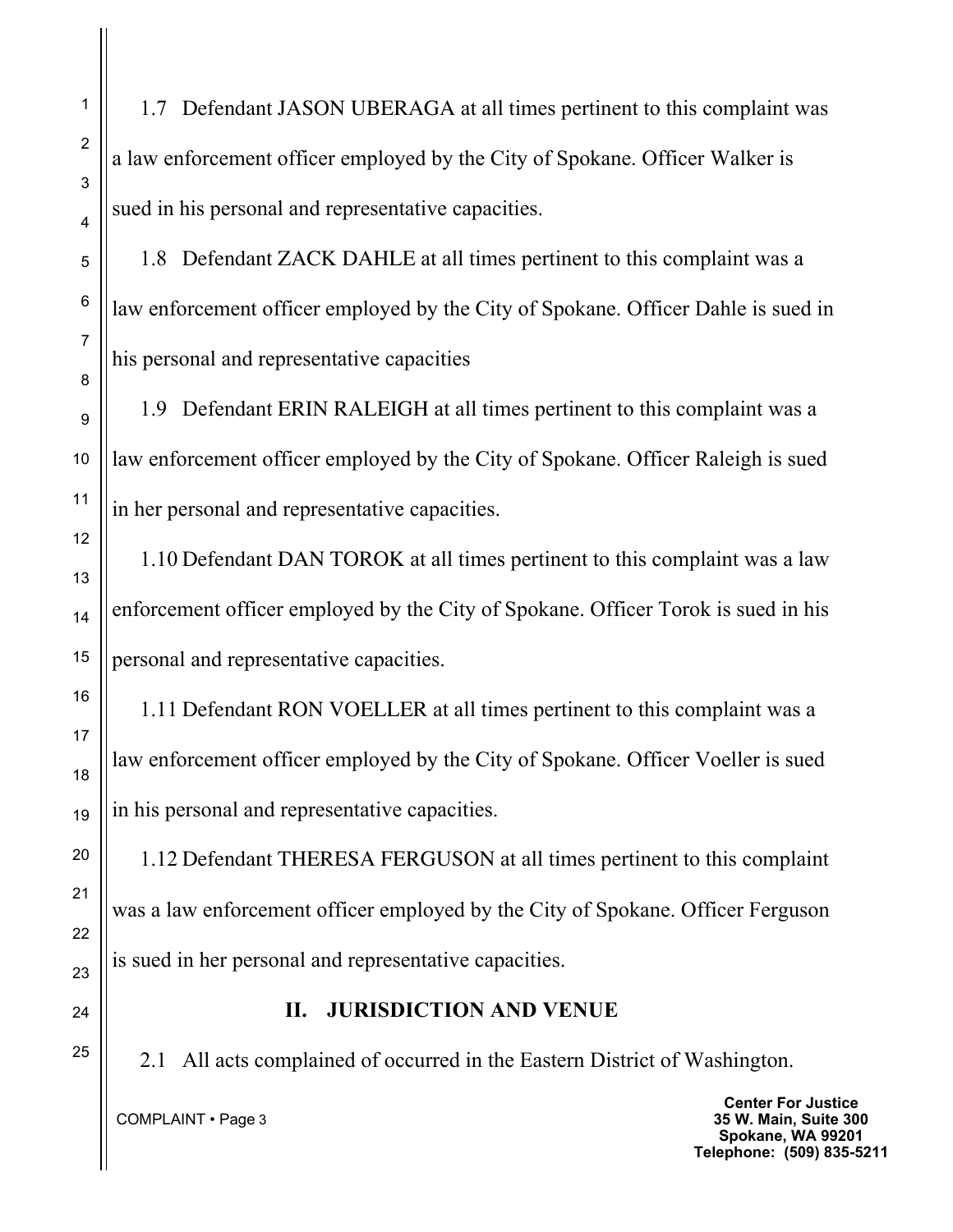1.7 Defendant JASON UBERAGA at all times pertinent to this complaint was a law enforcement officer employed by the City of Spokane. Officer Walker is sued in his personal and representative capacities.

1.8 Defendant ZACK DAHLE at all times pertinent to this complaint was a law enforcement officer employed by the City of Spokane. Officer Dahle is sued in his personal and representative capacities

1.9 Defendant ERIN RALEIGH at all times pertinent to this complaint was a law enforcement officer employed by the City of Spokane. Officer Raleigh is sued in her personal and representative capacities.

1.10 Defendant DAN TOROK at all times pertinent to this complaint was a law enforcement officer employed by the City of Spokane. Officer Torok is sued in his personal and representative capacities.

1.11 Defendant RON VOELLER at all times pertinent to this complaint was a law enforcement officer employed by the City of Spokane. Officer Voeller is sued in his personal and representative capacities.

1.12 Defendant THERESA FERGUSON at all times pertinent to this complaint was a law enforcement officer employed by the City of Spokane. Officer Ferguson is sued in her personal and representative capacities.

## II. JURISDICTION AND VENUE

2.1 All acts complained of occurred in the Eastern District of Washington.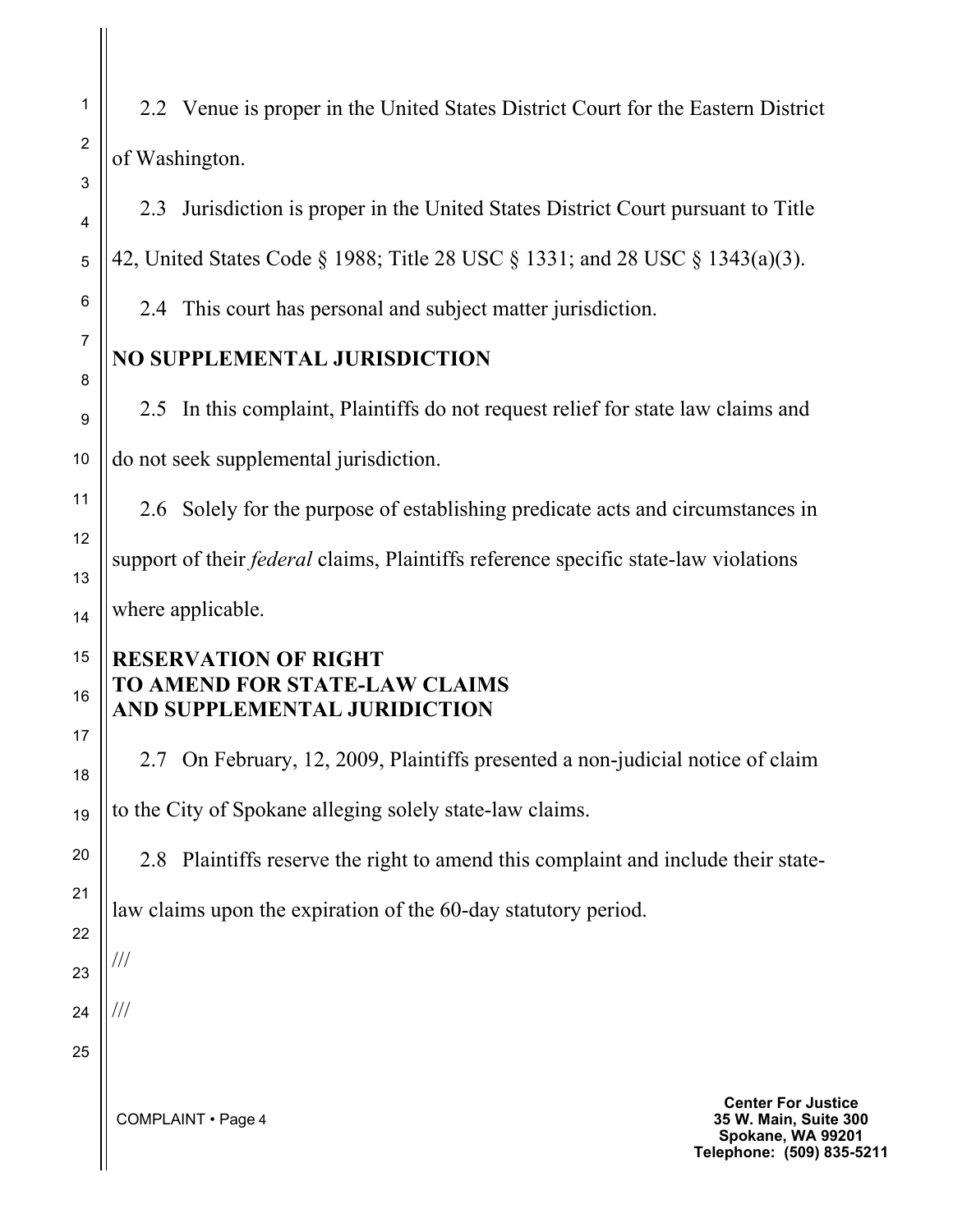2.2 Venue is proper in the United States District Court for the Eastern District of Washington.

2.3 Jurisdiction is proper in the United States District Court pursuant to Title 42, United States Code § 1988; Title 28 USC § 1331; and 28 USC § 1343(a)(3).

2.4 This court has personal and subject matter jurisdiction.

**NO SUPPLEMENTAL JURISDICTION**

2.5 In this complaint, Plaintiffs do not request relief for state law claims and do not seek supplemental jurisdiction.

2.6 Solely for the purpose of establishing predicate acts and circumstances in support of their *federal* claims, Plaintiffs reference specific state-law violations where applicable.

**RESERVATION OF RIGHT TO AMEND FOR STATE-LAW CLAIMS AND SUPPLEMENTAL JURIDICTION**

2.7 On February, 12, 2009, Plaintiffs presented a non-judicial notice of claim to the City of Spokane alleging solely state-law claims.

2.8 Plaintiffs reserve the right to amend this complaint and include their state-law claims upon the expiration of the 60-day statutory period.

///

///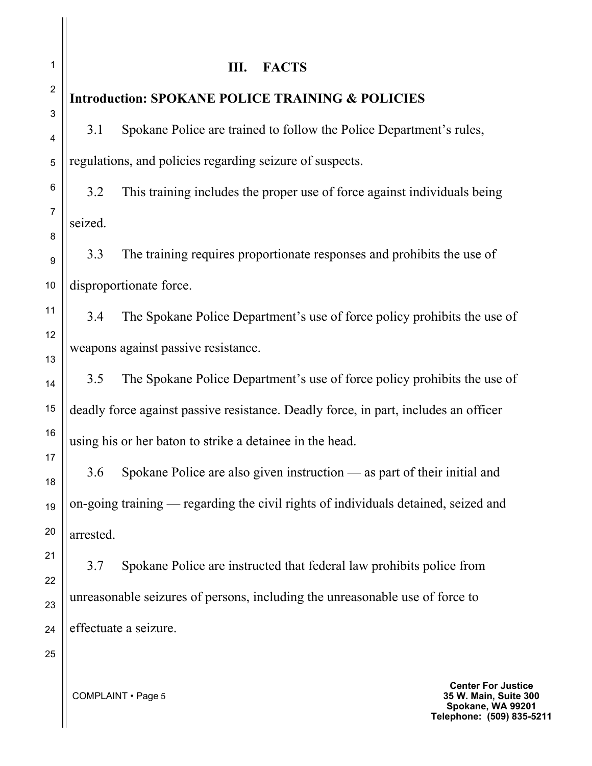## III. FACTS

### Introduction: SPOKANE POLICE TRAINING & POLICIES

3.1 Spokane Police are trained to follow the Police Department's rules, regulations, and policies regarding seizure of suspects.

3.2 This training includes the proper use of force against individuals being seized.

3.3 The training requires proportionate responses and prohibits the use of disproportionate force.

3.4 The Spokane Police Department's use of force policy prohibits the use of weapons against passive resistance.

3.5 The Spokane Police Department's use of force policy prohibits the use of deadly force against passive resistance. Deadly force, in part, includes an officer using his or her baton to strike a detainee in the head.

3.6 Spokane Police are also given instruction — as part of their initial and on-going training — regarding the civil rights of individuals detained, seized and arrested.

3.7 Spokane Police are instructed that federal law prohibits police from unreasonable seizures of persons, including the unreasonable use of force to effectuate a seizure.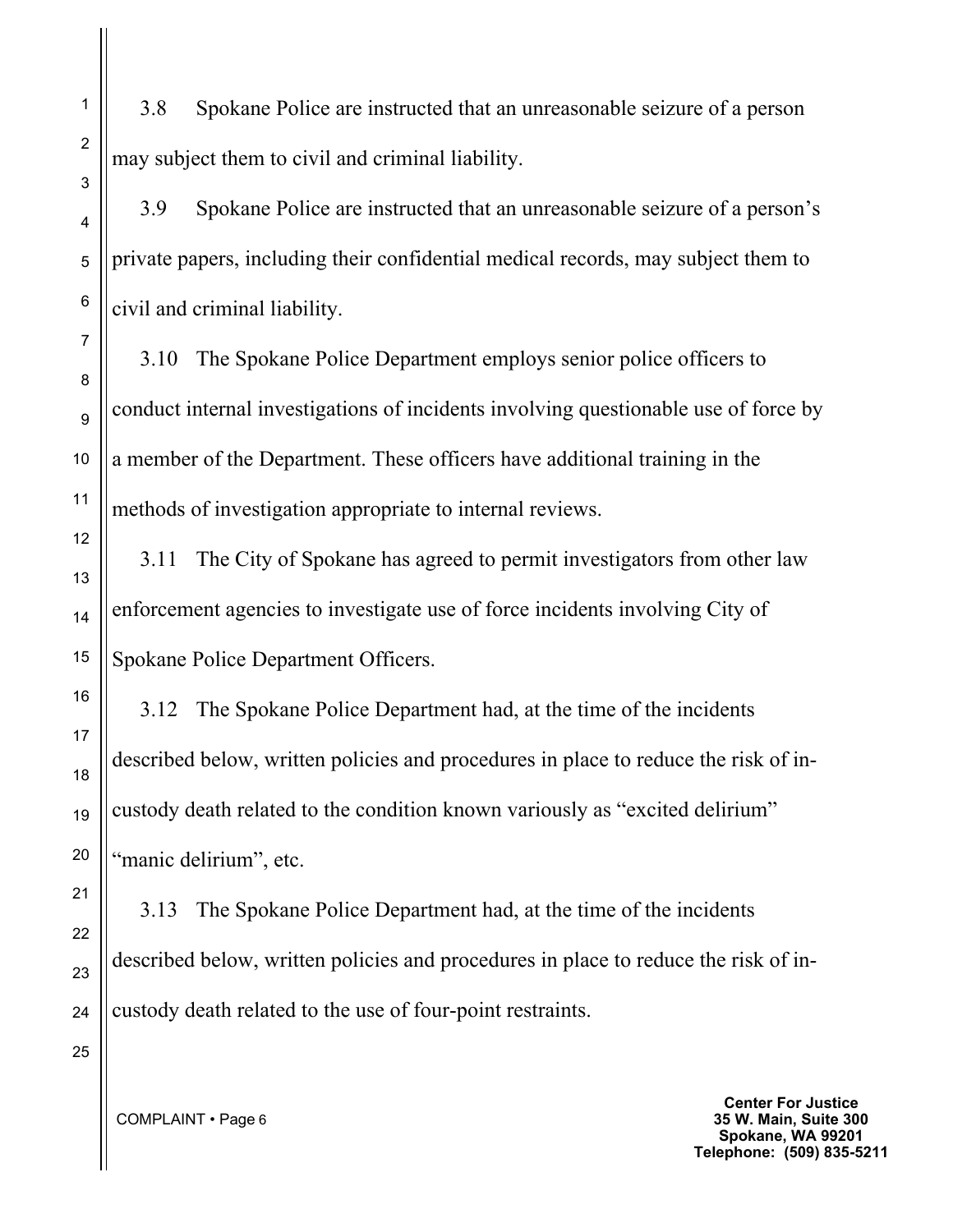3.8 Spokane Police are instructed that an unreasonable seizure of a person may subject them to civil and criminal liability.

3.9 Spokane Police are instructed that an unreasonable seizure of a person's private papers, including their confidential medical records, may subject them to civil and criminal liability.

3.10 The Spokane Police Department employs senior police officers to conduct internal investigations of incidents involving questionable use of force by a member of the Department. These officers have additional training in the methods of investigation appropriate to internal reviews.

3.11 The City of Spokane has agreed to permit investigators from other law enforcement agencies to investigate use of force incidents involving City of Spokane Police Department Officers.

3.12 The Spokane Police Department had, at the time of the incidents described below, written policies and procedures in place to reduce the risk of in-custody death related to the condition known variously as "excited delirium" "manic delirium", etc.

3.13 The Spokane Police Department had, at the time of the incidents described below, written policies and procedures in place to reduce the risk of in-custody death related to the use of four-point restraints.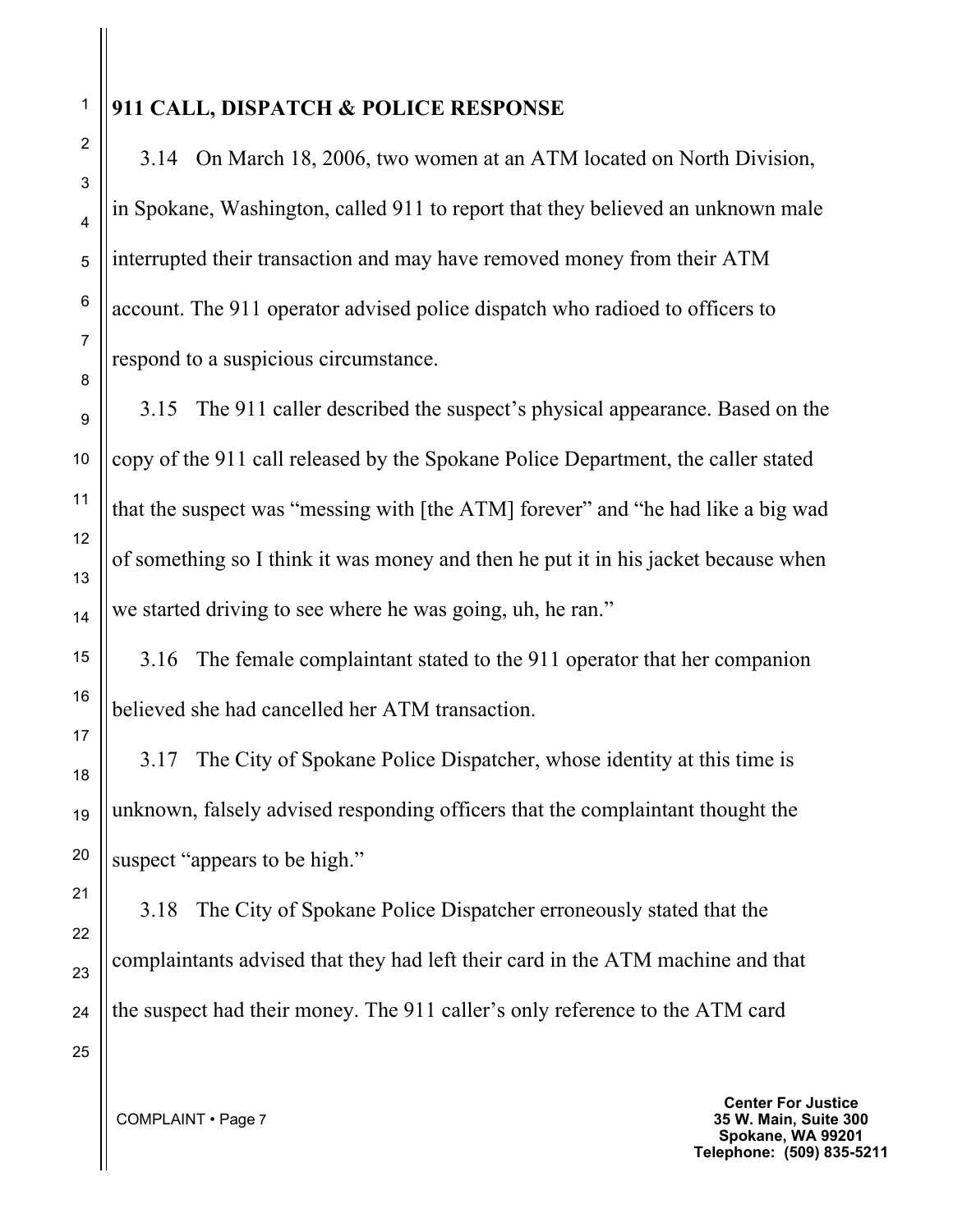## 911 CALL, DISPATCH & POLICE RESPONSE

3.14 On March 18, 2006, two women at an ATM located on North Division, in Spokane, Washington, called 911 to report that they believed an unknown male interrupted their transaction and may have removed money from their ATM account. The 911 operator advised police dispatch who radioed to officers to respond to a suspicious circumstance.

3.15 The 911 caller described the suspect's physical appearance. Based on the copy of the 911 call released by the Spokane Police Department, the caller stated that the suspect was "messing with [the ATM] forever" and "he had like a big wad of something so I think it was money and then he put it in his jacket because when we started driving to see where he was going, uh, he ran."

3.16 The female complainant stated to the 911 operator that her companion believed she had cancelled her ATM transaction.

3.17 The City of Spokane Police Dispatcher, whose identity at this time is unknown, falsely advised responding officers that the complainant thought the suspect "appears to be high."

3.18 The City of Spokane Police Dispatcher erroneously stated that the complainants advised that they had left their card in the ATM machine and that the suspect had their money. The 911 caller's only reference to the ATM card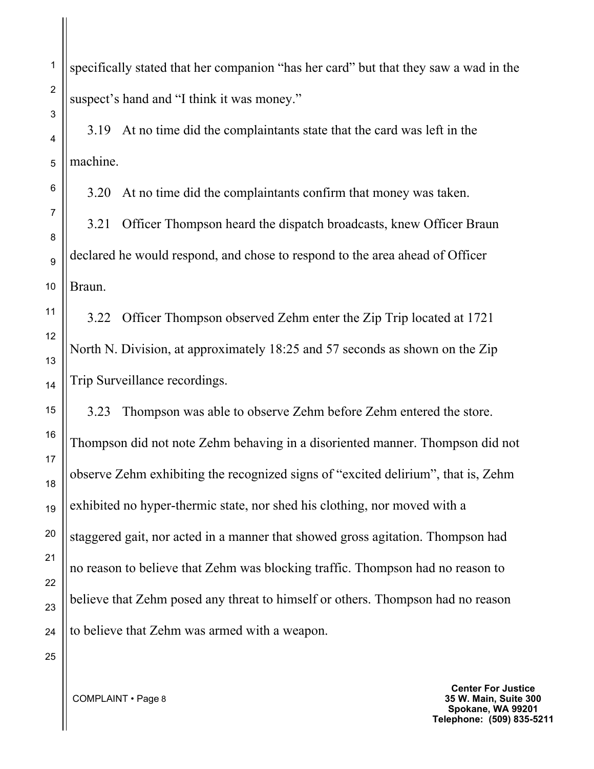specifically stated that her companion "has her card" but that they saw a wad in the suspect's hand and "I think it was money."

3.19 At no time did the complaintants state that the card was left in the machine.

3.20 At no time did the complaintants confirm that money was taken.

3.21 Officer Thompson heard the dispatch broadcasts, knew Officer Braun declared he would respond, and chose to respond to the area ahead of Officer Braun.

3.22 Officer Thompson observed Zehm enter the Zip Trip located at 1721 North N. Division, at approximately 18:25 and 57 seconds as shown on the Zip Trip Surveillance recordings.

3.23 Thompson was able to observe Zehm before Zehm entered the store. Thompson did not note Zehm behaving in a disoriented manner. Thompson did not observe Zehm exhibiting the recognized signs of "excited delirium", that is, Zehm exhibited no hyper-thermic state, nor shed his clothing, nor moved with a staggered gait, nor acted in a manner that showed gross agitation. Thompson had no reason to believe that Zehm was blocking traffic. Thompson had no reason to believe that Zehm posed any threat to himself or others. Thompson had no reason to believe that Zehm was armed with a weapon.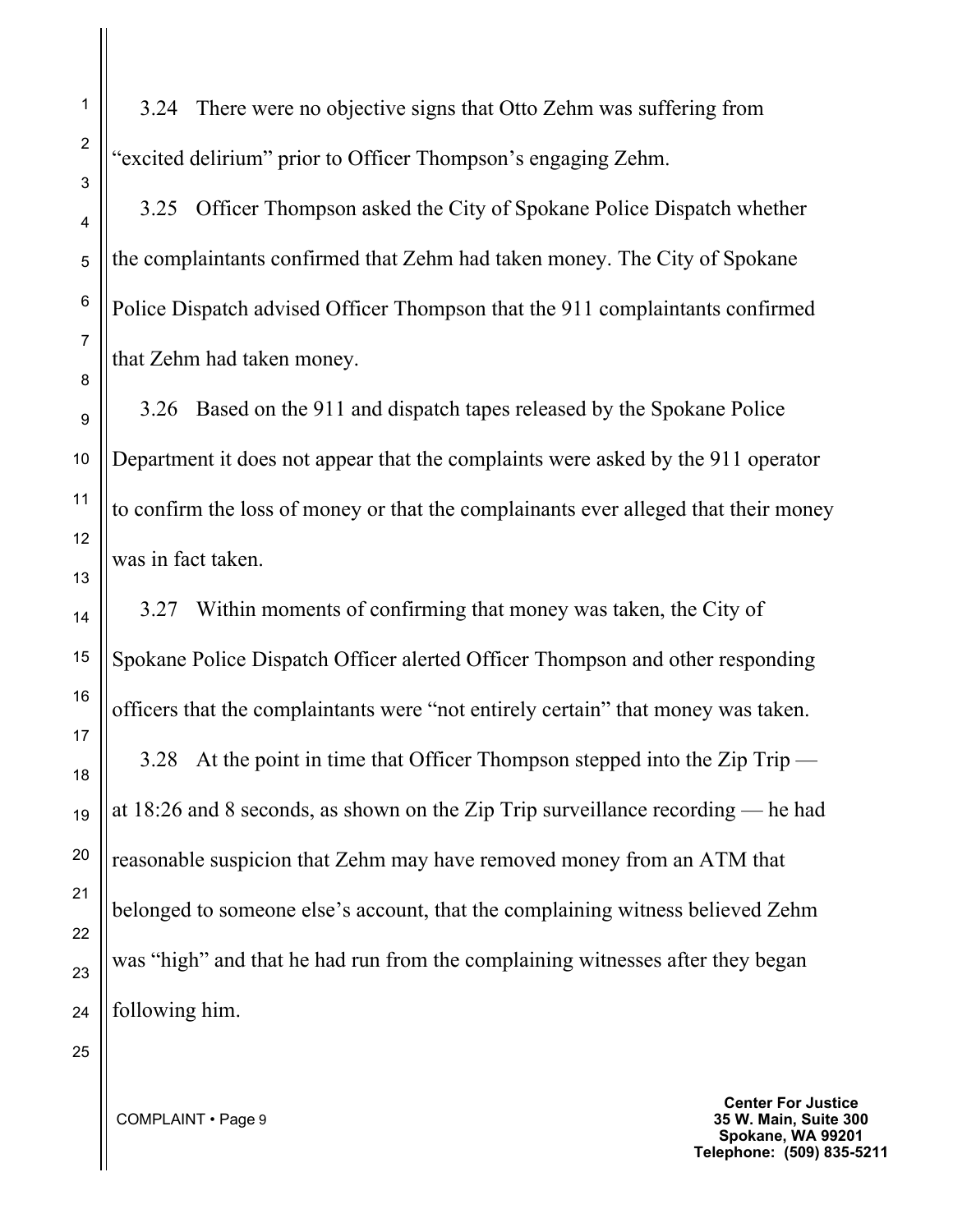3.24 There were no objective signs that Otto Zehm was suffering from "excited delirium" prior to Officer Thompson's engaging Zehm.

3.25 Officer Thompson asked the City of Spokane Police Dispatch whether the complaintants confirmed that Zehm had taken money. The City of Spokane Police Dispatch advised Officer Thompson that the 911 complaintants confirmed that Zehm had taken money.

3.26 Based on the 911 and dispatch tapes released by the Spokane Police Department it does not appear that the complaints were asked by the 911 operator to confirm the loss of money or that the complainants ever alleged that their money was in fact taken.

3.27 Within moments of confirming that money was taken, the City of Spokane Police Dispatch Officer alerted Officer Thompson and other responding officers that the complaintants were "not entirely certain" that money was taken.

3.28 At the point in time that Officer Thompson stepped into the Zip Trip — at 18:26 and 8 seconds, as shown on the Zip Trip surveillance recording — he had reasonable suspicion that Zehm may have removed money from an ATM that belonged to someone else's account, that the complaining witness believed Zehm was "high" and that he had run from the complaining witnesses after they began following him.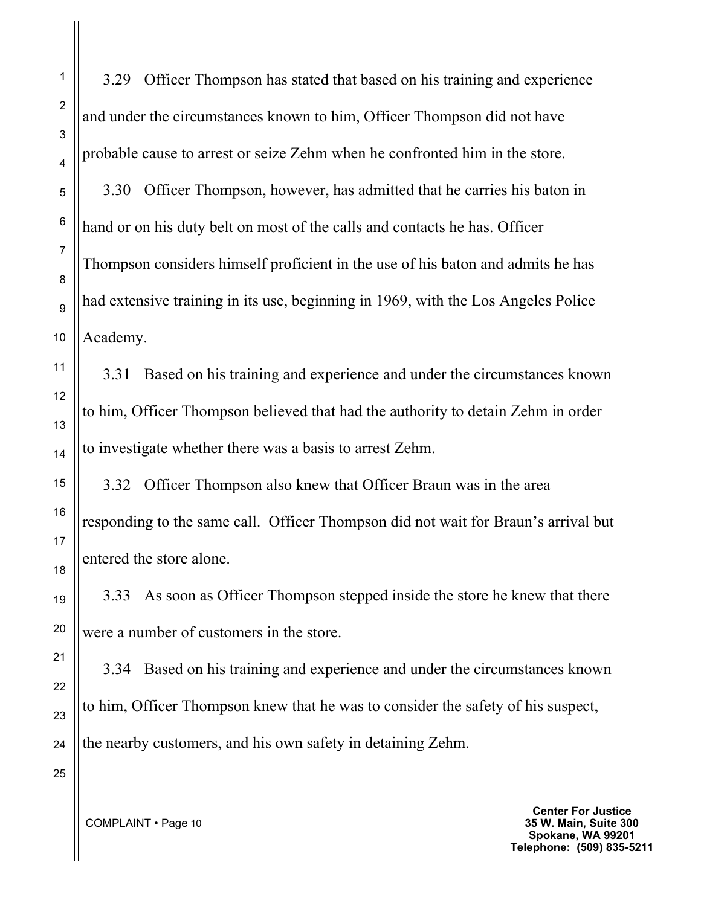3.29 Officer Thompson has stated that based on his training and experience and under the circumstances known to him, Officer Thompson did not have probable cause to arrest or seize Zehm when he confronted him in the store.

3.30 Officer Thompson, however, has admitted that he carries his baton in hand or on his duty belt on most of the calls and contacts he has. Officer Thompson considers himself proficient in the use of his baton and admits he has had extensive training in its use, beginning in 1969, with the Los Angeles Police Academy.

3.31 Based on his training and experience and under the circumstances known to him, Officer Thompson believed that had the authority to detain Zehm in order to investigate whether there was a basis to arrest Zehm.

3.32 Officer Thompson also knew that Officer Braun was in the area responding to the same call. Officer Thompson did not wait for Braun's arrival but entered the store alone.

3.33 As soon as Officer Thompson stepped inside the store he knew that there were a number of customers in the store.

3.34 Based on his training and experience and under the circumstances known to him, Officer Thompson knew that he was to consider the safety of his suspect, the nearby customers, and his own safety in detaining Zehm.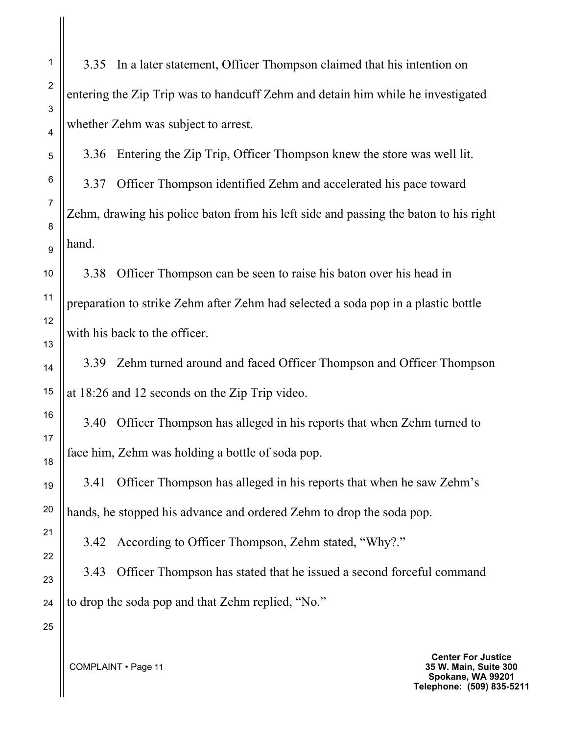3.35 In a later statement, Officer Thompson claimed that his intention on entering the Zip Trip was to handcuff Zehm and detain him while he investigated whether Zehm was subject to arrest.

3.36 Entering the Zip Trip, Officer Thompson knew the store was well lit.

3.37 Officer Thompson identified Zehm and accelerated his pace toward Zehm, drawing his police baton from his left side and passing the baton to his right hand.

3.38 Officer Thompson can be seen to raise his baton over his head in preparation to strike Zehm after Zehm had selected a soda pop in a plastic bottle with his back to the officer.

3.39 Zehm turned around and faced Officer Thompson and Officer Thompson at 18:26 and 12 seconds on the Zip Trip video.

3.40 Officer Thompson has alleged in his reports that when Zehm turned to face him, Zehm was holding a bottle of soda pop.

3.41 Officer Thompson has alleged in his reports that when he saw Zehm's hands, he stopped his advance and ordered Zehm to drop the soda pop.

3.42 According to Officer Thompson, Zehm stated, "Why?."

3.43 Officer Thompson has stated that he issued a second forceful command to drop the soda pop and that Zehm replied, "No."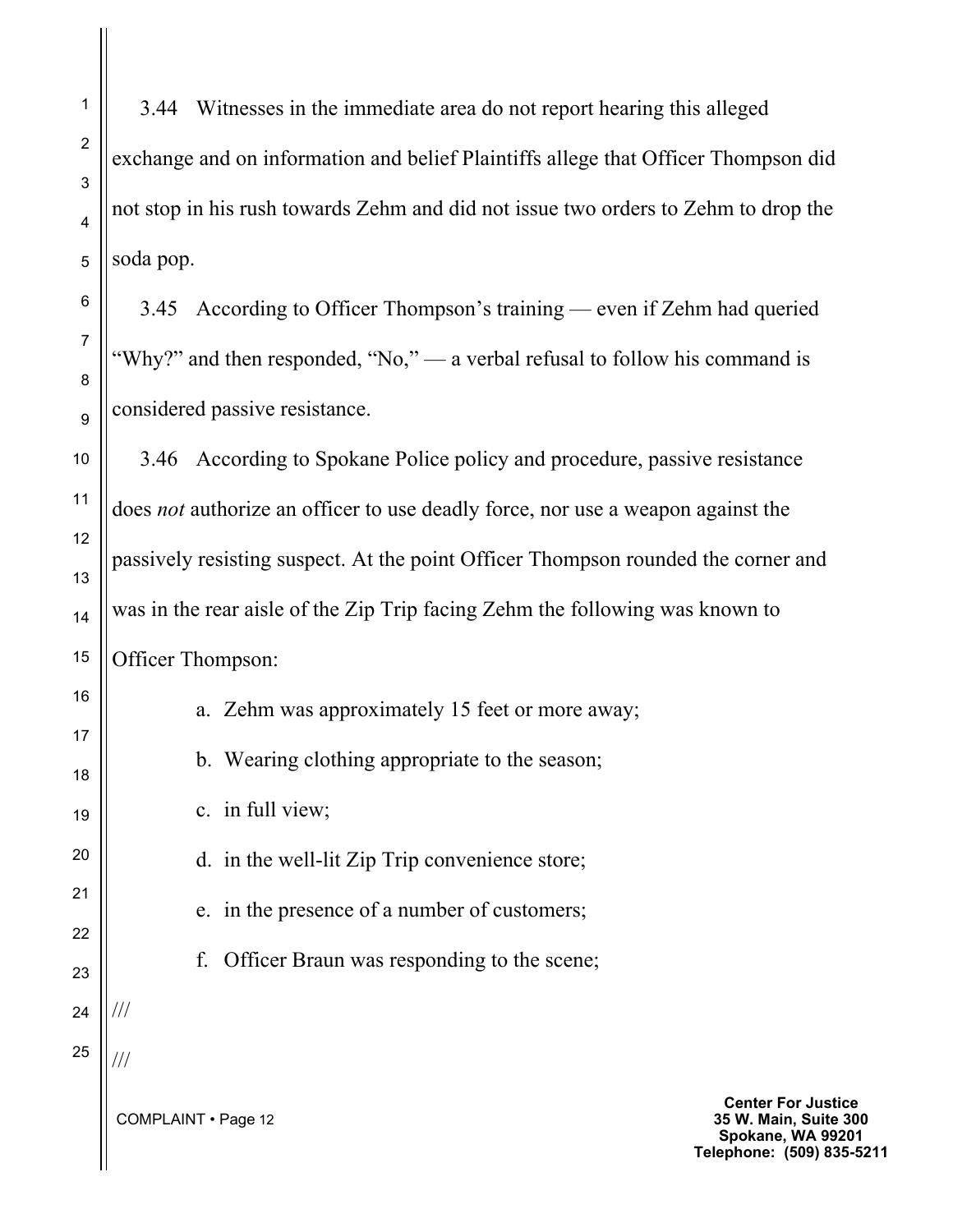3.44 Witnesses in the immediate area do not report hearing this alleged exchange and on information and belief Plaintiffs allege that Officer Thompson did not stop in his rush towards Zehm and did not issue two orders to Zehm to drop the soda pop.

3.45 According to Officer Thompson's training — even if Zehm had queried "Why?" and then responded, "No," — a verbal refusal to follow his command is considered passive resistance.

3.46 According to Spokane Police policy and procedure, passive resistance does *not* authorize an officer to use deadly force, nor use a weapon against the passively resisting suspect. At the point Officer Thompson rounded the corner and was in the rear aisle of the Zip Trip facing Zehm the following was known to Officer Thompson:

a. Zehm was approximately 15 feet or more away;

b. Wearing clothing appropriate to the season;

c. in full view;

d. in the well-lit Zip Trip convenience store;

e. in the presence of a number of customers;

f. Officer Braun was responding to the scene;

///

///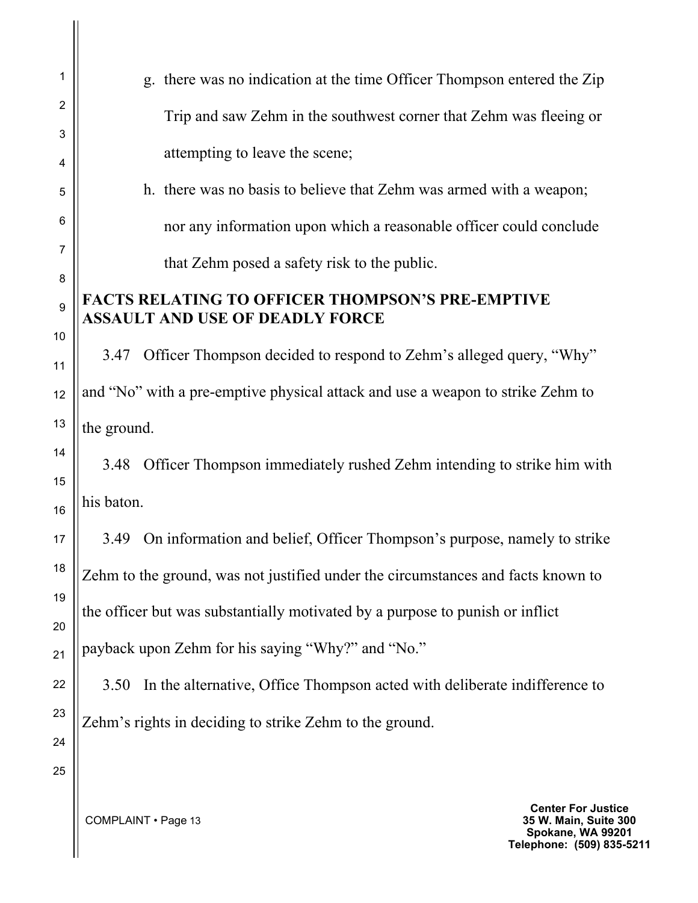g. there was no indication at the time Officer Thompson entered the Zip Trip and saw Zehm in the southwest corner that Zehm was fleeing or attempting to leave the scene;

h. there was no basis to believe that Zehm was armed with a weapon; nor any information upon which a reasonable officer could conclude that Zehm posed a safety risk to the public.

**FACTS RELATING TO OFFICER THOMPSON'S PRE-EMPTIVE ASSAULT AND USE OF DEADLY FORCE**

3.47 Officer Thompson decided to respond to Zehm's alleged query, "Why" and "No" with a pre-emptive physical attack and use a weapon to strike Zehm to the ground.

3.48 Officer Thompson immediately rushed Zehm intending to strike him with his baton.

3.49 On information and belief, Officer Thompson's purpose, namely to strike Zehm to the ground, was not justified under the circumstances and facts known to the officer but was substantially motivated by a purpose to punish or inflict payback upon Zehm for his saying "Why?" and "No."

3.50 In the alternative, Office Thompson acted with deliberate indifference to Zehm's rights in deciding to strike Zehm to the ground.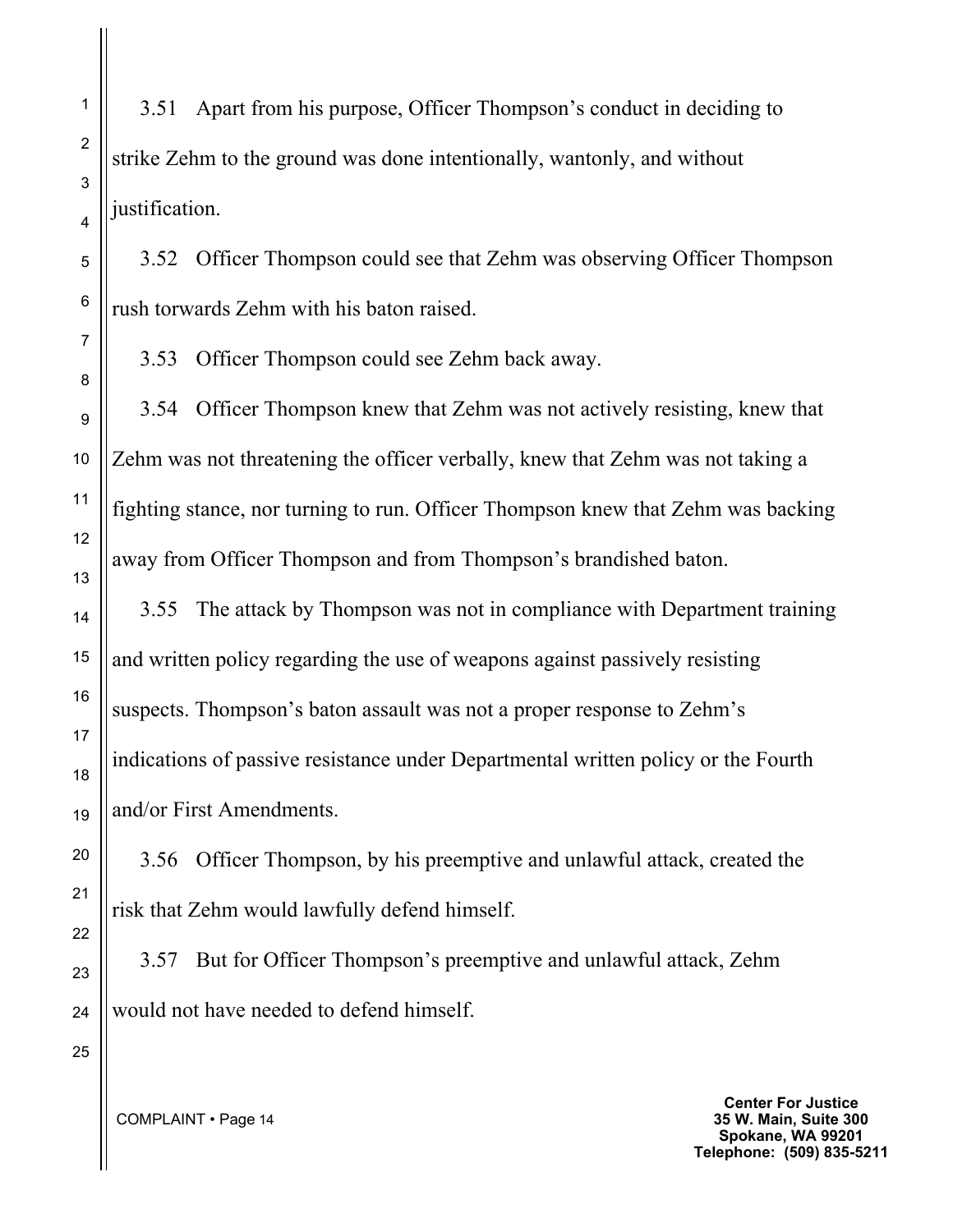3.51 Apart from his purpose, Officer Thompson's conduct in deciding to strike Zehm to the ground was done intentionally, wantonly, and without justification.

3.52 Officer Thompson could see that Zehm was observing Officer Thompson rush towards Zehm with his baton raised.

3.53 Officer Thompson could see Zehm back away.

3.54 Officer Thompson knew that Zehm was not actively resisting, knew that Zehm was not threatening the officer verbally, knew that Zehm was not taking a fighting stance, nor turning to run. Officer Thompson knew that Zehm was backing away from Officer Thompson and from Thompson's brandished baton.

3.55 The attack by Thompson was not in compliance with Department training and written policy regarding the use of weapons against passively resisting suspects. Thompson's baton assault was not a proper response to Zehm's indications of passive resistance under Departmental written policy or the Fourth and/or First Amendments.

3.56 Officer Thompson, by his preemptive and unlawful attack, created the risk that Zehm would lawfully defend himself.

3.57 But for Officer Thompson's preemptive and unlawful attack, Zehm would not have needed to defend himself.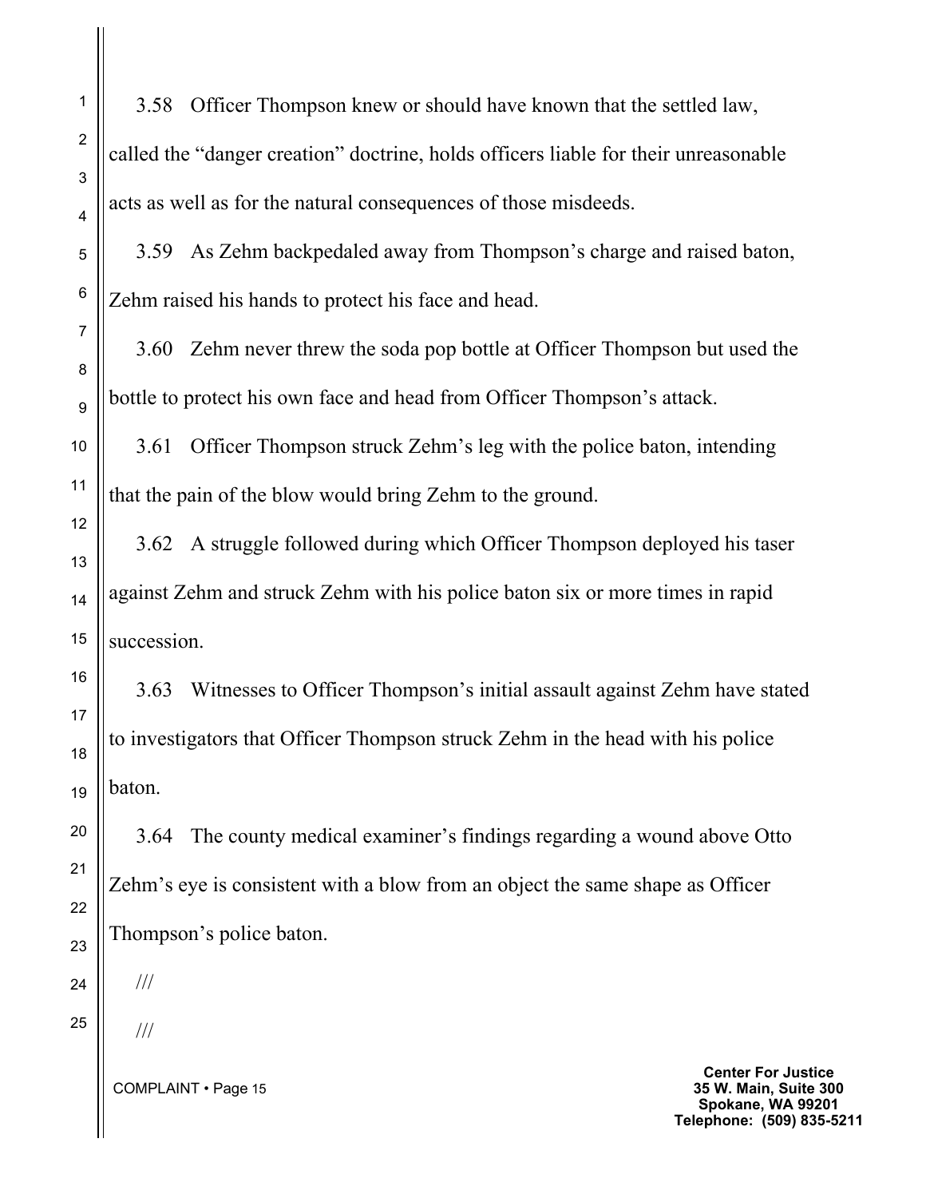3.58 Officer Thompson knew or should have known that the settled law, called the "danger creation" doctrine, holds officers liable for their unreasonable acts as well as for the natural consequences of those misdeeds.

3.59 As Zehm backpedaled away from Thompson's charge and raised baton, Zehm raised his hands to protect his face and head.

3.60 Zehm never threw the soda pop bottle at Officer Thompson but used the bottle to protect his own face and head from Officer Thompson's attack.

3.61 Officer Thompson struck Zehm's leg with the police baton, intending that the pain of the blow would bring Zehm to the ground.

3.62 A struggle followed during which Officer Thompson deployed his taser against Zehm and struck Zehm with his police baton six or more times in rapid succession.

3.63 Witnesses to Officer Thompson's initial assault against Zehm have stated to investigators that Officer Thompson struck Zehm in the head with his police baton.

3.64 The county medical examiner's findings regarding a wound above Otto Zehm's eye is consistent with a blow from an object the same shape as Officer Thompson's police baton.

///

///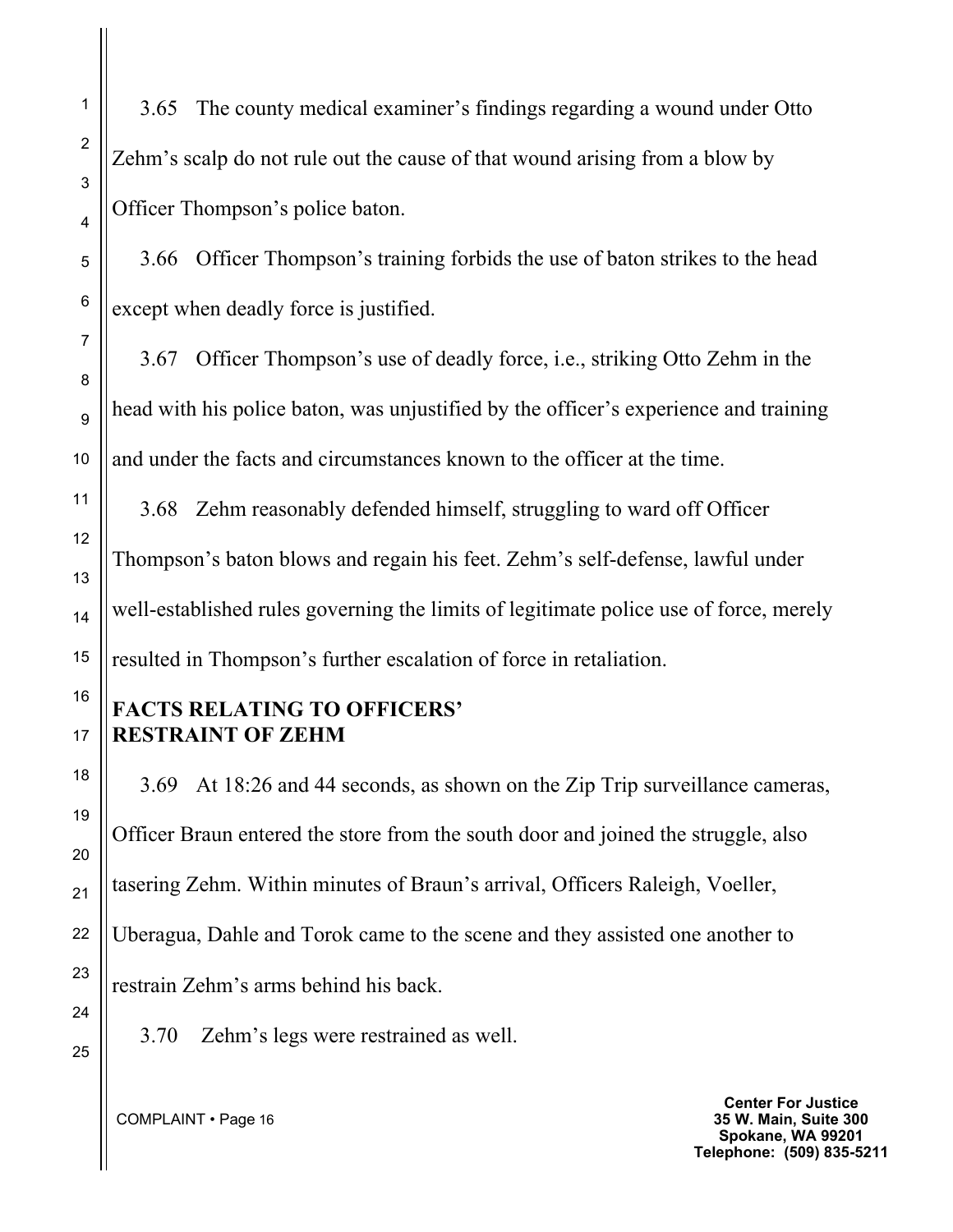3.65 The county medical examiner's findings regarding a wound under Otto Zehm's scalp do not rule out the cause of that wound arising from a blow by Officer Thompson's police baton.

3.66 Officer Thompson's training forbids the use of baton strikes to the head except when deadly force is justified.

3.67 Officer Thompson's use of deadly force, i.e., striking Otto Zehm in the head with his police baton, was unjustified by the officer's experience and training and under the facts and circumstances known to the officer at the time.

3.68 Zehm reasonably defended himself, struggling to ward off Officer Thompson's baton blows and regain his feet. Zehm's self-defense, lawful under well-established rules governing the limits of legitimate police use of force, merely resulted in Thompson's further escalation of force in retaliation.

**FACTS RELATING TO OFFICERS' RESTRAINT OF ZEHM**

3.69 At 18:26 and 44 seconds, as shown on the Zip Trip surveillance cameras, Officer Braun entered the store from the south door and joined the struggle, also tasering Zehm. Within minutes of Braun's arrival, Officers Raleigh, Voeller, Uberagua, Dahle and Torok came to the scene and they assisted one another to restrain Zehm's arms behind his back.

3.70 Zehm's legs were restrained as well.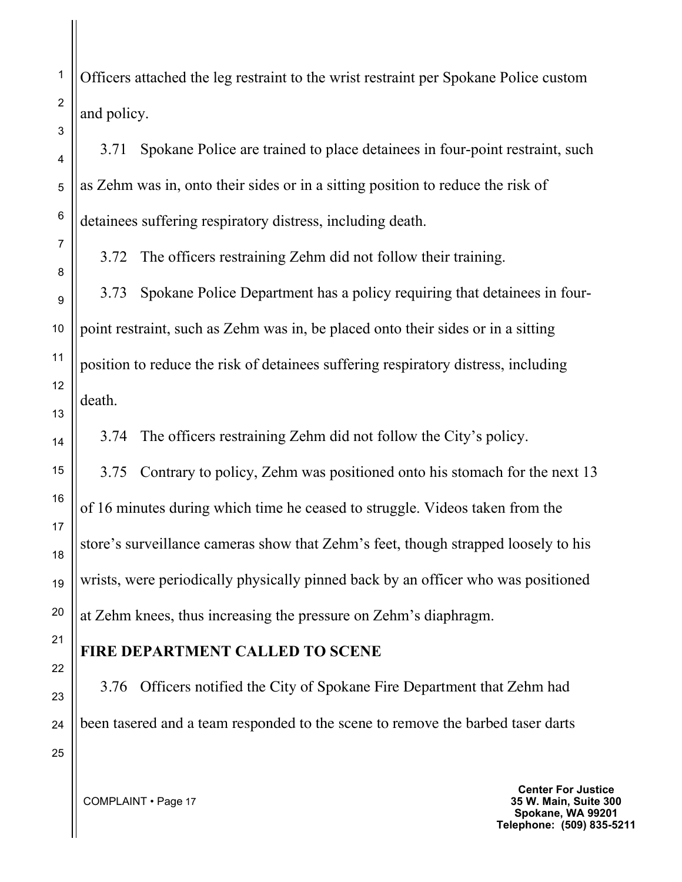Officers attached the leg restraint to the wrist restraint per Spokane Police custom and policy.

3.71 Spokane Police are trained to place detainees in four-point restraint, such as Zehm was in, onto their sides or in a sitting position to reduce the risk of detainees suffering respiratory distress, including death.

3.72 The officers restraining Zehm did not follow their training.

3.73 Spokane Police Department has a policy requiring that detainees in four-point restraint, such as Zehm was in, be placed onto their sides or in a sitting position to reduce the risk of detainees suffering respiratory distress, including death.

3.74 The officers restraining Zehm did not follow the City's policy.

3.75 Contrary to policy, Zehm was positioned onto his stomach for the next 13 of 16 minutes during which time he ceased to struggle. Videos taken from the store's surveillance cameras show that Zehm's feet, though strapped loosely to his wrists, were periodically physically pinned back by an officer who was positioned at Zehm knees, thus increasing the pressure on Zehm's diaphragm.

**FIRE DEPARTMENT CALLED TO SCENE**

3.76 Officers notified the City of Spokane Fire Department that Zehm had been tasered and a team responded to the scene to remove the barbed taser darts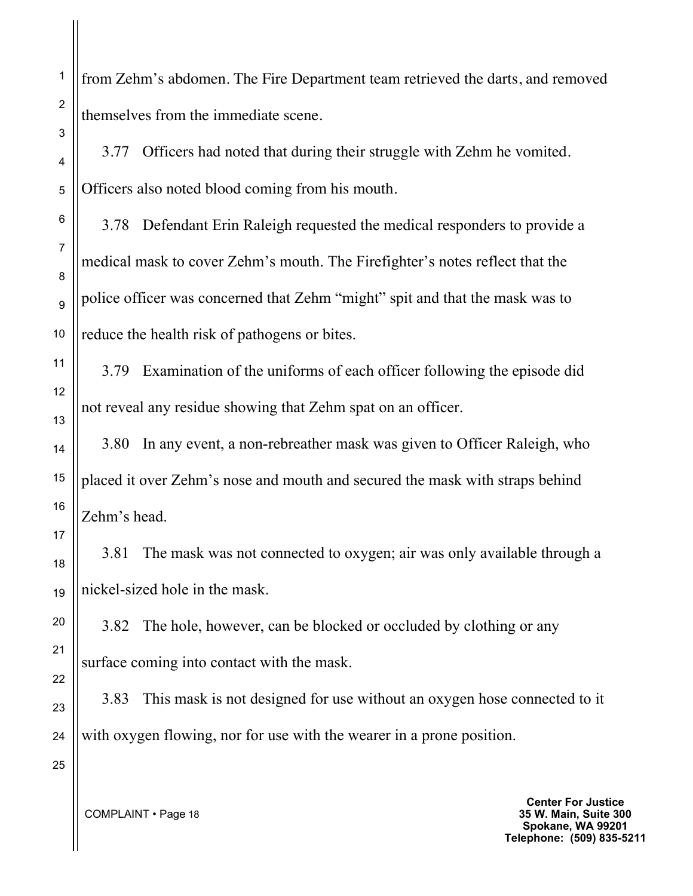from Zehm's abdomen. The Fire Department team retrieved the darts, and removed themselves from the immediate scene.

3.77 Officers had noted that during their struggle with Zehm he vomited. Officers also noted blood coming from his mouth.

3.78 Defendant Erin Raleigh requested the medical responders to provide a medical mask to cover Zehm's mouth. The Firefighter's notes reflect that the police officer was concerned that Zehm "might" spit and that the mask was to reduce the health risk of pathogens or bites.

3.79 Examination of the uniforms of each officer following the episode did not reveal any residue showing that Zehm spat on an officer.

3.80 In any event, a non-rebreather mask was given to Officer Raleigh, who placed it over Zehm's nose and mouth and secured the mask with straps behind Zehm's head.

3.81 The mask was not connected to oxygen; air was only available through a nickel-sized hole in the mask.

3.82 The hole, however, can be blocked or occluded by clothing or any surface coming into contact with the mask.

3.83 This mask is not designed for use without an oxygen hose connected to it with oxygen flowing, nor for use with the wearer in a prone position.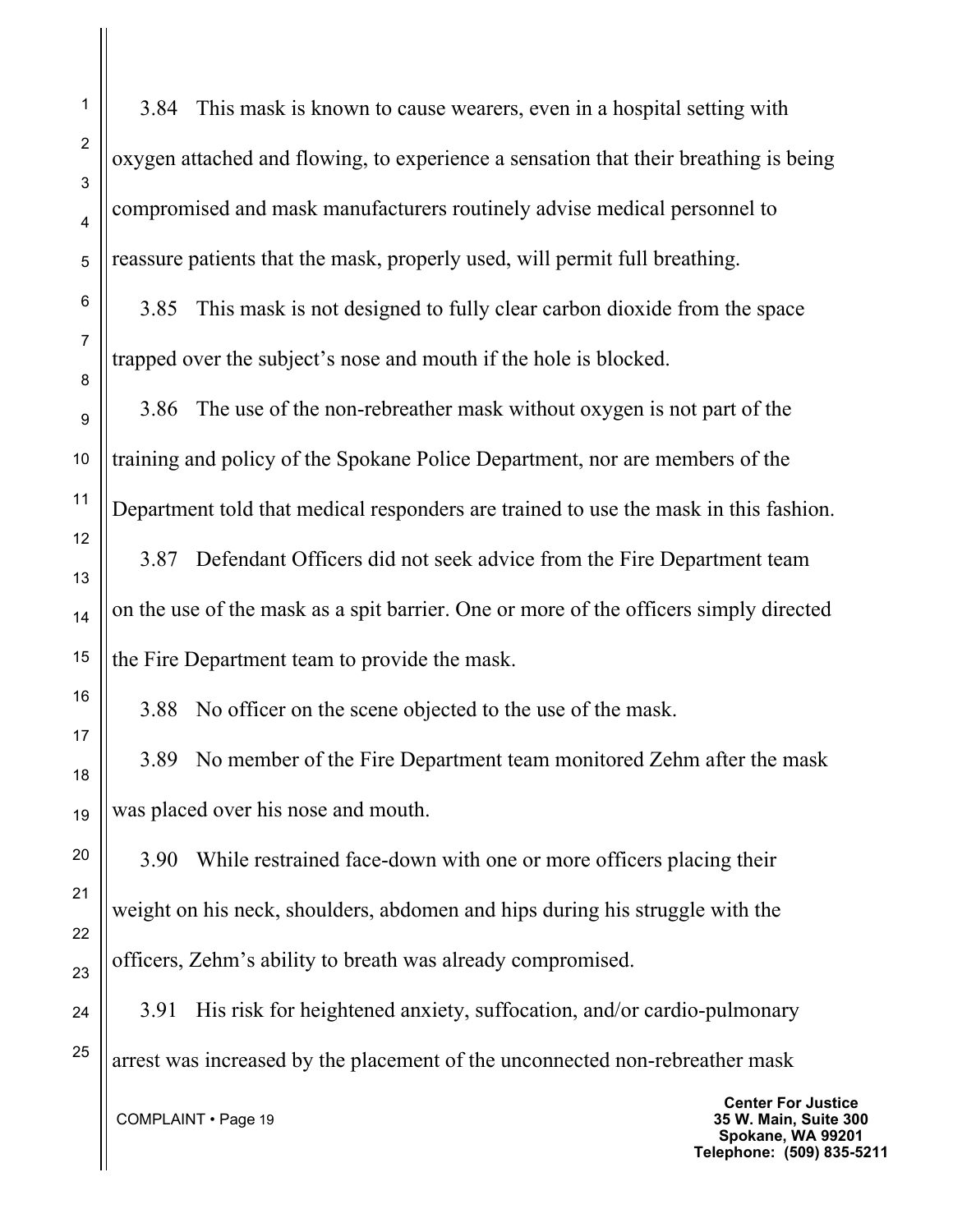3.84 This mask is known to cause wearers, even in a hospital setting with oxygen attached and flowing, to experience a sensation that their breathing is being compromised and mask manufacturers routinely advise medical personnel to reassure patients that the mask, properly used, will permit full breathing.

3.85 This mask is not designed to fully clear carbon dioxide from the space trapped over the subject's nose and mouth if the hole is blocked.

3.86 The use of the non-rebreather mask without oxygen is not part of the training and policy of the Spokane Police Department, nor are members of the Department told that medical responders are trained to use the mask in this fashion.

3.87 Defendant Officers did not seek advice from the Fire Department team on the use of the mask as a spit barrier. One or more of the officers simply directed the Fire Department team to provide the mask.

3.88 No officer on the scene objected to the use of the mask.

3.89 No member of the Fire Department team monitored Zehm after the mask was placed over his nose and mouth.

3.90 While restrained face-down with one or more officers placing their weight on his neck, shoulders, abdomen and hips during his struggle with the officers, Zehm's ability to breath was already compromised.

3.91 His risk for heightened anxiety, suffocation, and/or cardio-pulmonary arrest was increased by the placement of the unconnected non-rebreather mask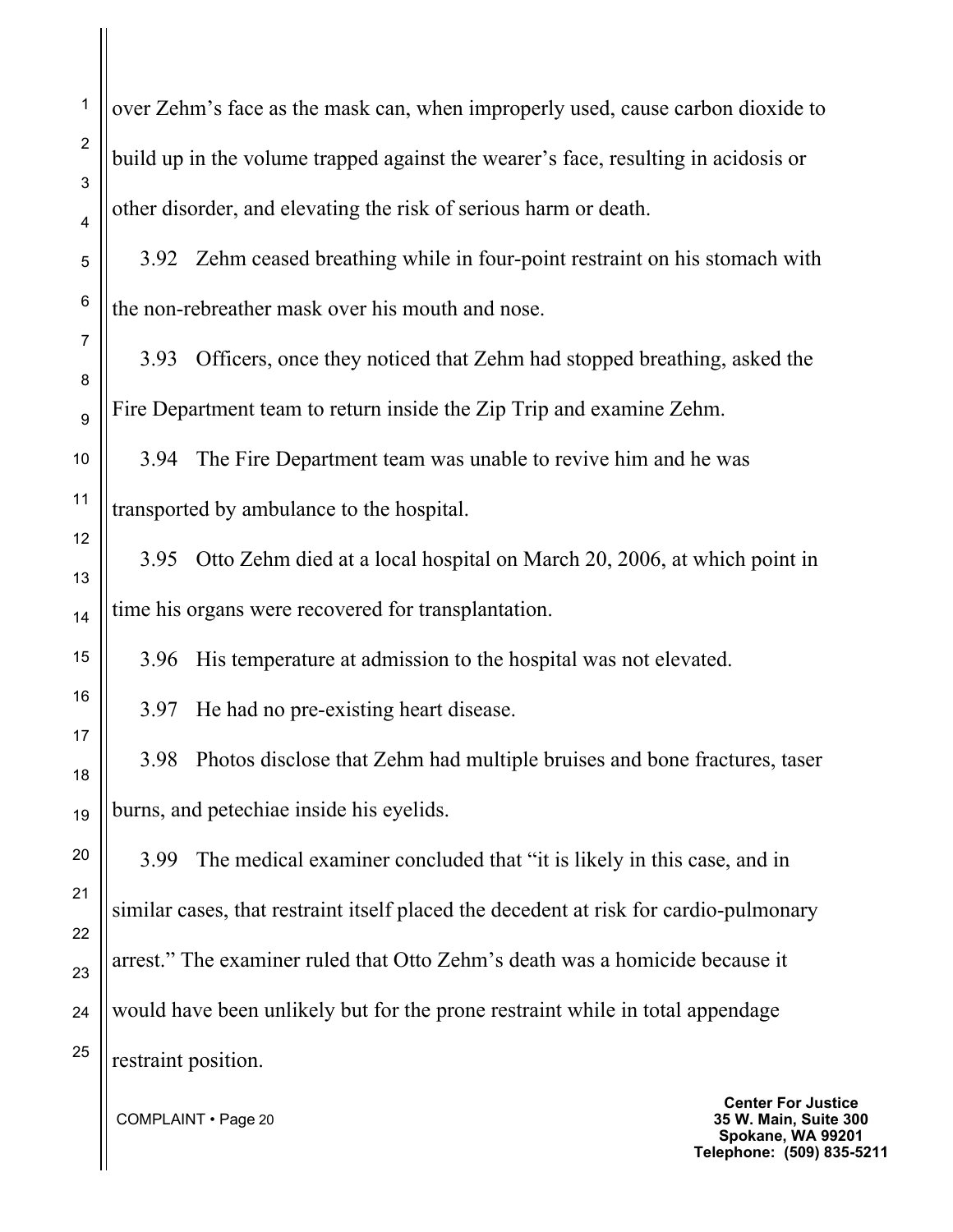over Zehm's face as the mask can, when improperly used, cause carbon dioxide to build up in the volume trapped against the wearer's face, resulting in acidosis or other disorder, and elevating the risk of serious harm or death.

3.92 Zehm ceased breathing while in four-point restraint on his stomach with the non-rebreather mask over his mouth and nose.

3.93 Officers, once they noticed that Zehm had stopped breathing, asked the Fire Department team to return inside the Zip Trip and examine Zehm.

3.94 The Fire Department team was unable to revive him and he was transported by ambulance to the hospital.

3.95 Otto Zehm died at a local hospital on March 20, 2006, at which point in time his organs were recovered for transplantation.

3.96 His temperature at admission to the hospital was not elevated.

3.97 He had no pre-existing heart disease.

3.98 Photos disclose that Zehm had multiple bruises and bone fractures, taser burns, and petechiae inside his eyelids.

3.99 The medical examiner concluded that "it is likely in this case, and in similar cases, that restraint itself placed the decedent at risk for cardio-pulmonary arrest." The examiner ruled that Otto Zehm's death was a homicide because it would have been unlikely but for the prone restraint while in total appendage restraint position.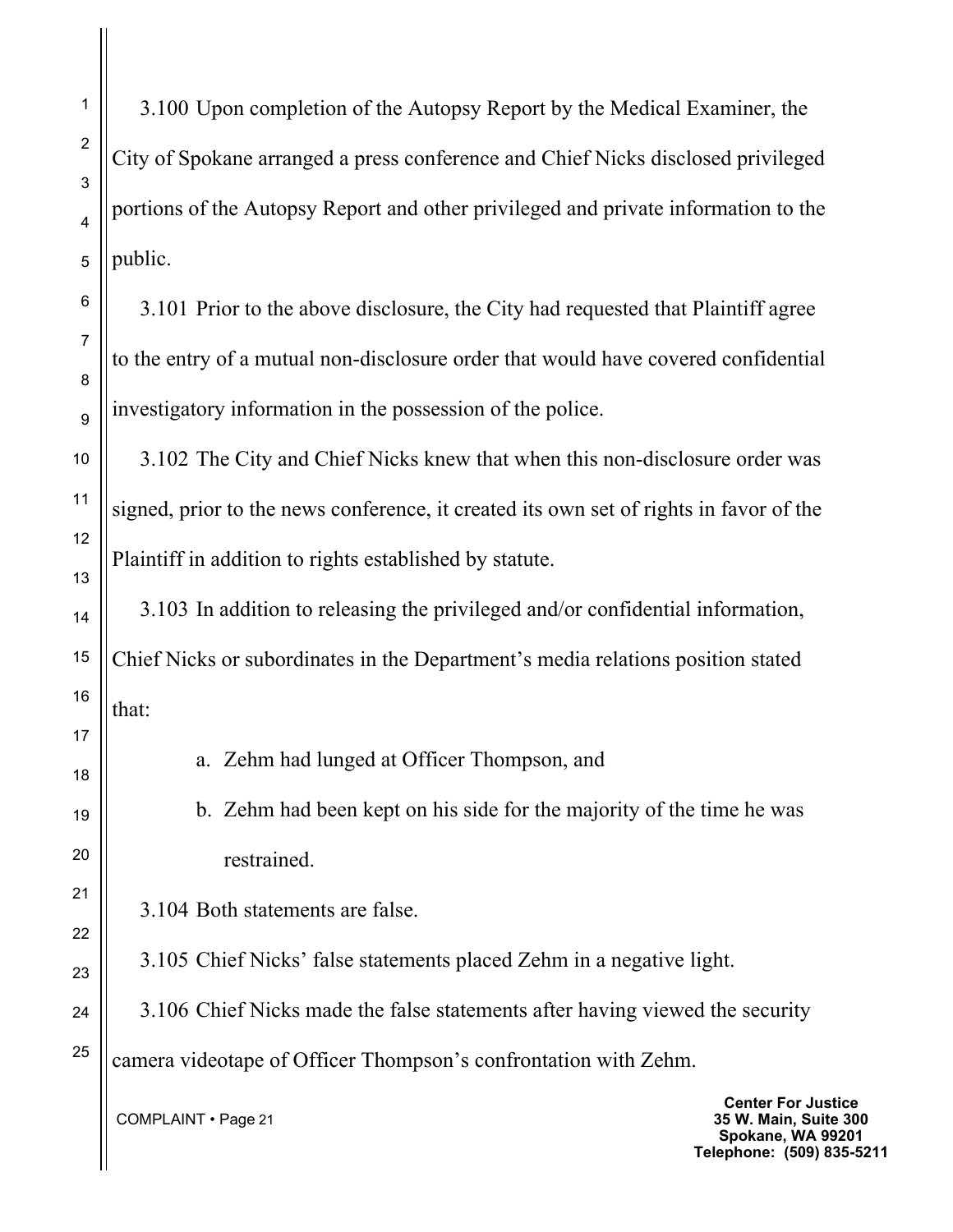3.100 Upon completion of the Autopsy Report by the Medical Examiner, the City of Spokane arranged a press conference and Chief Nicks disclosed privileged portions of the Autopsy Report and other privileged and private information to the public.

3.101 Prior to the above disclosure, the City had requested that Plaintiff agree to the entry of a mutual non-disclosure order that would have covered confidential investigatory information in the possession of the police.

3.102 The City and Chief Nicks knew that when this non-disclosure order was signed, prior to the news conference, it created its own set of rights in favor of the Plaintiff in addition to rights established by statute.

3.103 In addition to releasing the privileged and/or confidential information, Chief Nicks or subordinates in the Department's media relations position stated that:

a. Zehm had lunged at Officer Thompson, and

b. Zehm had been kept on his side for the majority of the time he was restrained.

3.104 Both statements are false.

3.105 Chief Nicks' false statements placed Zehm in a negative light.

3.106 Chief Nicks made the false statements after having viewed the security camera videotape of Officer Thompson's confrontation with Zehm.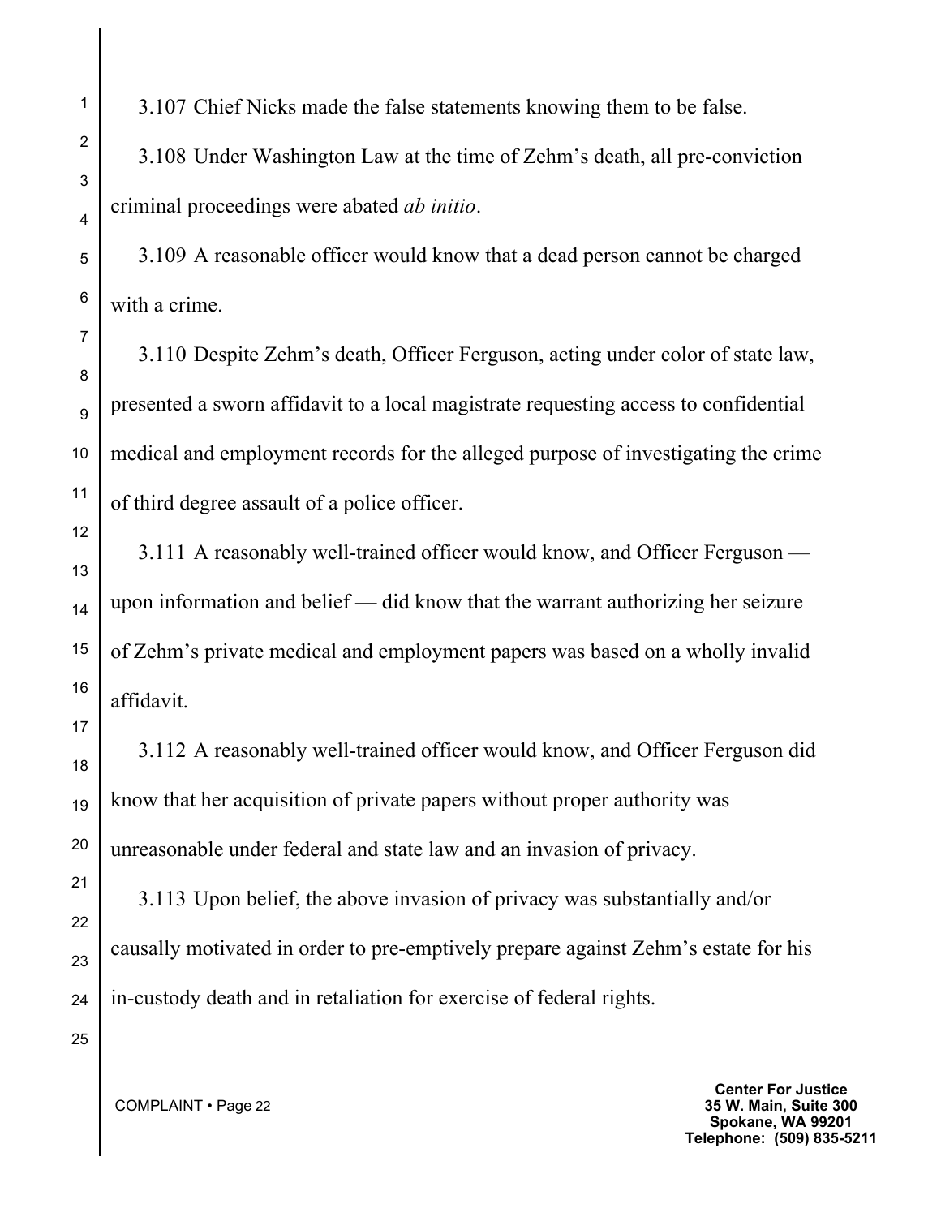3.107 Chief Nicks made the false statements knowing them to be false.

3.108 Under Washington Law at the time of Zehm's death, all pre-conviction criminal proceedings were abated *ab initio*.

3.109 A reasonable officer would know that a dead person cannot be charged with a crime.

3.110 Despite Zehm's death, Officer Ferguson, acting under color of state law, presented a sworn affidavit to a local magistrate requesting access to confidential medical and employment records for the alleged purpose of investigating the crime of third degree assault of a police officer.

3.111 A reasonably well-trained officer would know, and Officer Ferguson — upon information and belief — did know that the warrant authorizing her seizure of Zehm's private medical and employment papers was based on a wholly invalid affidavit.

3.112 A reasonably well-trained officer would know, and Officer Ferguson did know that her acquisition of private papers without proper authority was unreasonable under federal and state law and an invasion of privacy.

3.113 Upon belief, the above invasion of privacy was substantially and/or causally motivated in order to pre-emptively prepare against Zehm's estate for his in-custody death and in retaliation for exercise of federal rights.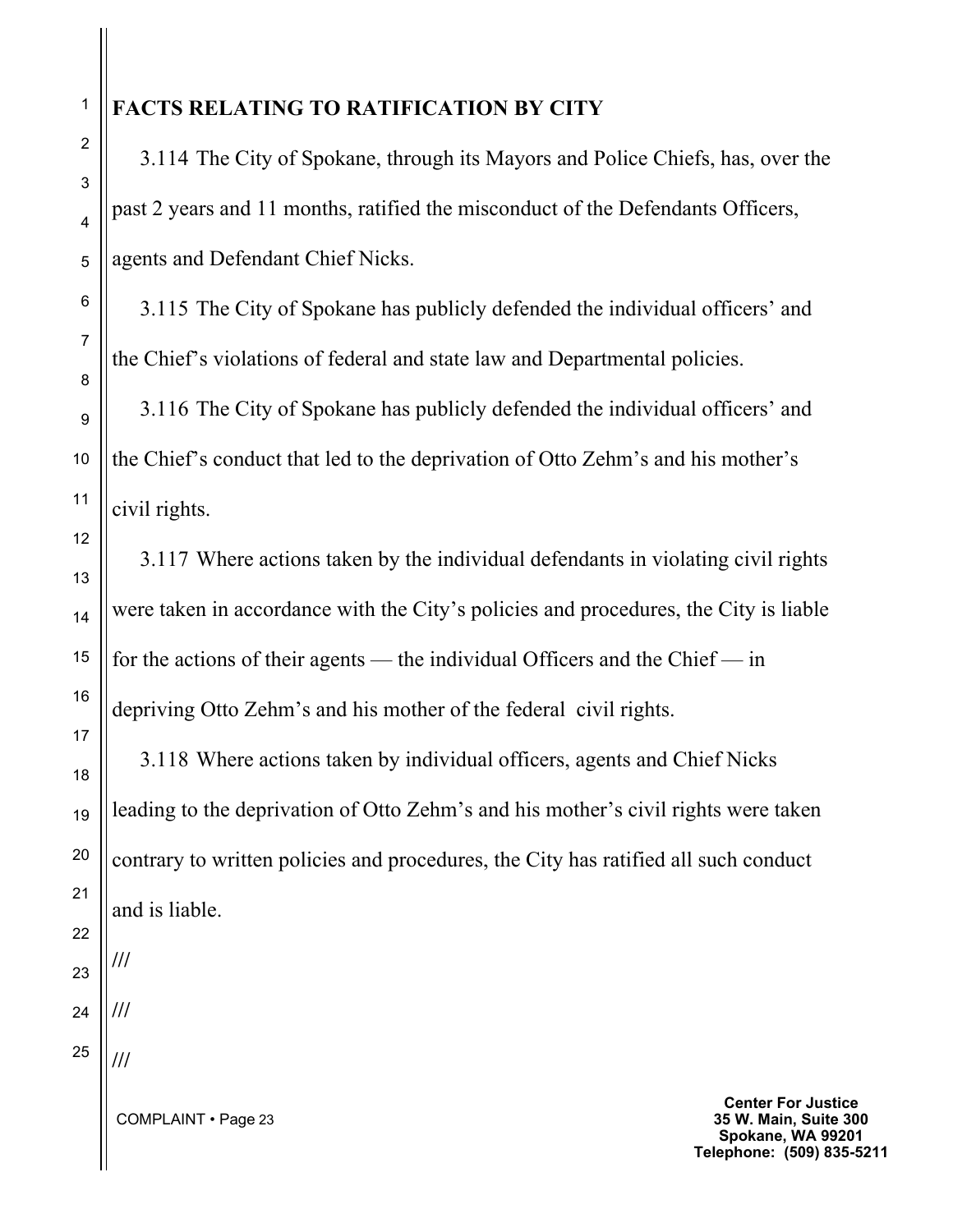**FACTS RELATING TO RATIFICATION BY CITY**

3.114 The City of Spokane, through its Mayors and Police Chiefs, has, over the past 2 years and 11 months, ratified the misconduct of the Defendants Officers, agents and Defendant Chief Nicks.

3.115 The City of Spokane has publicly defended the individual officers' and the Chief's violations of federal and state law and Departmental policies.

3.116 The City of Spokane has publicly defended the individual officers' and the Chief's conduct that led to the deprivation of Otto Zehm's and his mother's civil rights.

3.117 Where actions taken by the individual defendants in violating civil rights were taken in accordance with the City's policies and procedures, the City is liable for the actions of their agents — the individual Officers and the Chief — in depriving Otto Zehm's and his mother of the federal civil rights.

3.118 Where actions taken by individual officers, agents and Chief Nicks leading to the deprivation of Otto Zehm's and his mother's civil rights were taken contrary to written policies and procedures, the City has ratified all such conduct and is liable.

///

///

///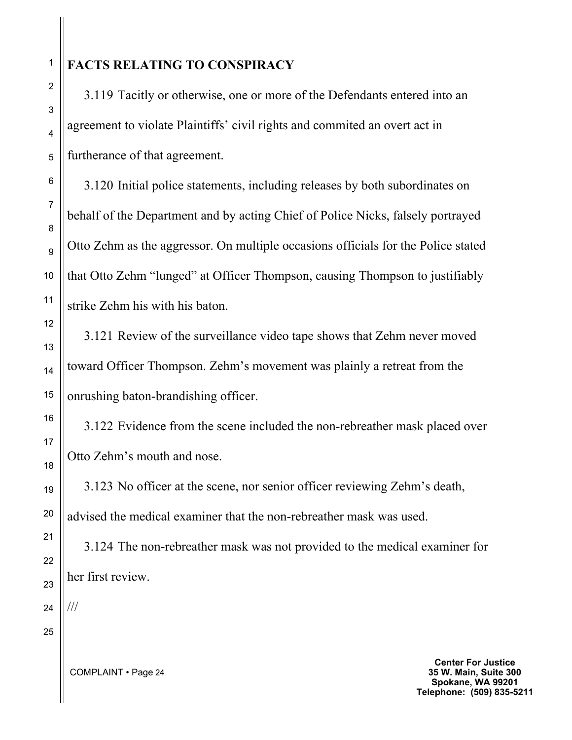**FACTS RELATING TO CONSPIRACY**

3.119 Tacitly or otherwise, one or more of the Defendants entered into an agreement to violate Plaintiffs' civil rights and commited an overt act in furtherance of that agreement.

3.120 Initial police statements, including releases by both subordinates on behalf of the Department and by acting Chief of Police Nicks, falsely portrayed Otto Zehm as the aggressor. On multiple occasions officials for the Police stated that Otto Zehm "lunged" at Officer Thompson, causing Thompson to justifiably strike Zehm his with his baton.

3.121 Review of the surveillance video tape shows that Zehm never moved toward Officer Thompson. Zehm's movement was plainly a retreat from the onrushing baton-brandishing officer.

3.122 Evidence from the scene included the non-rebreather mask placed over Otto Zehm's mouth and nose.

3.123 No officer at the scene, nor senior officer reviewing Zehm's death, advised the medical examiner that the non-rebreather mask was used.

3.124 The non-rebreather mask was not provided to the medical examiner for her first review.

///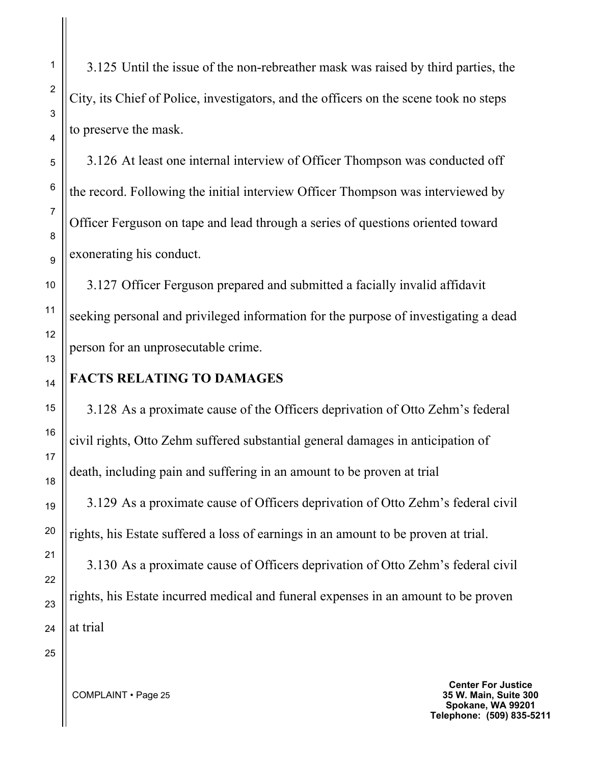3.125 Until the issue of the non-rebreather mask was raised by third parties, the City, its Chief of Police, investigators, and the officers on the scene took no steps to preserve the mask.

3.126 At least one internal interview of Officer Thompson was conducted off the record. Following the initial interview Officer Thompson was interviewed by Officer Ferguson on tape and lead through a series of questions oriented toward exonerating his conduct.

3.127 Officer Ferguson prepared and submitted a facially invalid affidavit seeking personal and privileged information for the purpose of investigating a dead person for an unprosecutable crime.

**FACTS RELATING TO DAMAGES**

3.128 As a proximate cause of the Officers deprivation of Otto Zehm's federal civil rights, Otto Zehm suffered substantial general damages in anticipation of death, including pain and suffering in an amount to be proven at trial

3.129 As a proximate cause of Officers deprivation of Otto Zehm's federal civil rights, his Estate suffered a loss of earnings in an amount to be proven at trial.

3.130 As a proximate cause of Officers deprivation of Otto Zehm's federal civil rights, his Estate incurred medical and funeral expenses in an amount to be proven at trial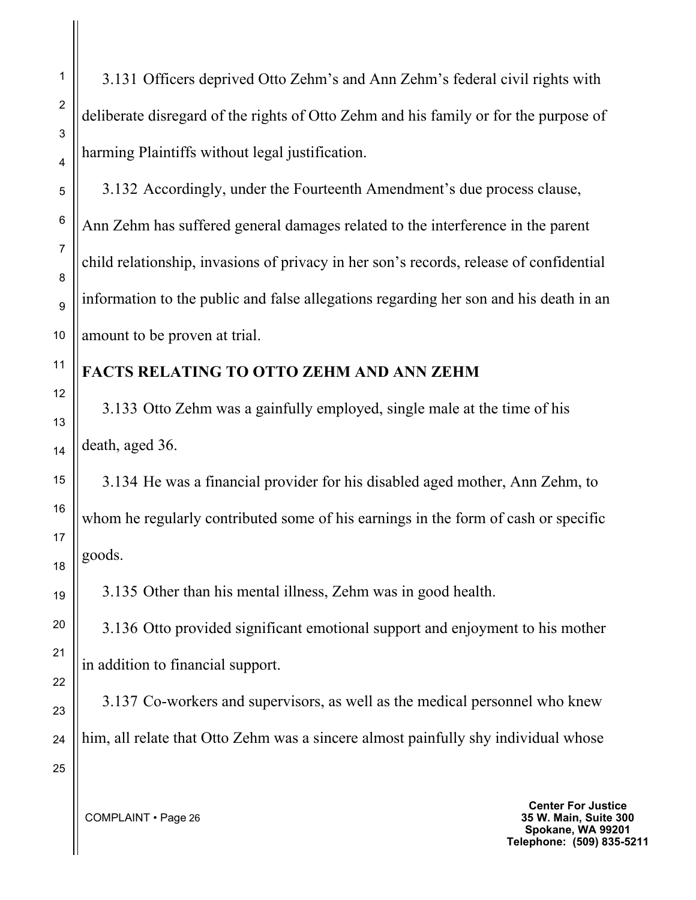3.131 Officers deprived Otto Zehm's and Ann Zehm's federal civil rights with deliberate disregard of the rights of Otto Zehm and his family or for the purpose of harming Plaintiffs without legal justification.

3.132 Accordingly, under the Fourteenth Amendment's due process clause, Ann Zehm has suffered general damages related to the interference in the parent child relationship, invasions of privacy in her son's records, release of confidential information to the public and false allegations regarding her son and his death in an amount to be proven at trial.

**FACTS RELATING TO OTTO ZEHM AND ANN ZEHM**

3.133 Otto Zehm was a gainfully employed, single male at the time of his death, aged 36.

3.134 He was a financial provider for his disabled aged mother, Ann Zehm, to whom he regularly contributed some of his earnings in the form of cash or specific goods.

3.135 Other than his mental illness, Zehm was in good health.

3.136 Otto provided significant emotional support and enjoyment to his mother in addition to financial support.

3.137 Co-workers and supervisors, as well as the medical personnel who knew him, all relate that Otto Zehm was a sincere almost painfully shy individual whose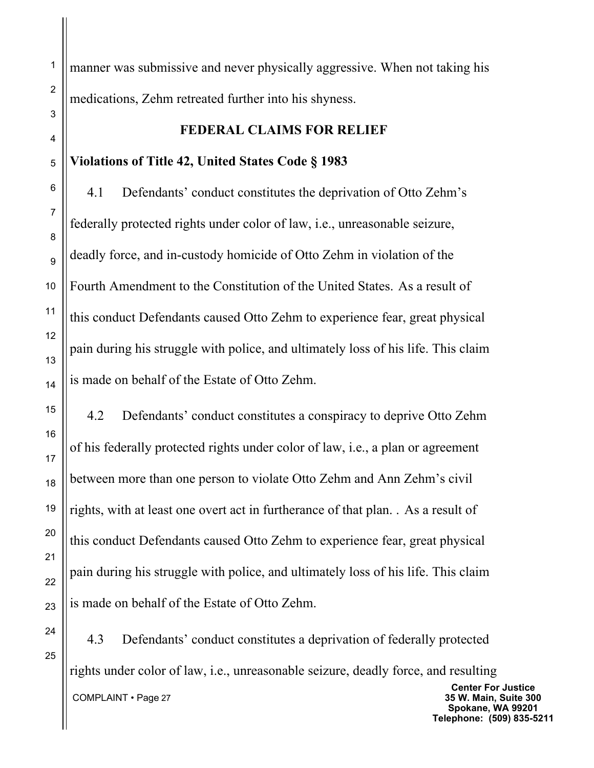manner was submissive and never physically aggressive. When not taking his medications, Zehm retreated further into his shyness.

## FEDERAL CLAIMS FOR RELIEF

**Violations of Title 42, United States Code § 1983**

4.1 Defendants' conduct constitutes the deprivation of Otto Zehm's federally protected rights under color of law, i.e., unreasonable seizure, deadly force, and in-custody homicide of Otto Zehm in violation of the Fourth Amendment to the Constitution of the United States. As a result of this conduct Defendants caused Otto Zehm to experience fear, great physical pain during his struggle with police, and ultimately loss of his life. This claim is made on behalf of the Estate of Otto Zehm.

4.2 Defendants' conduct constitutes a conspiracy to deprive Otto Zehm of his federally protected rights under color of law, i.e., a plan or agreement between more than one person to violate Otto Zehm and Ann Zehm's civil rights, with at least one overt act in furtherance of that plan. . As a result of this conduct Defendants caused Otto Zehm to experience fear, great physical pain during his struggle with police, and ultimately loss of his life. This claim is made on behalf of the Estate of Otto Zehm.

4.3 Defendants' conduct constitutes a deprivation of federally protected rights under color of law, i.e., unreasonable seizure, deadly force, and resulting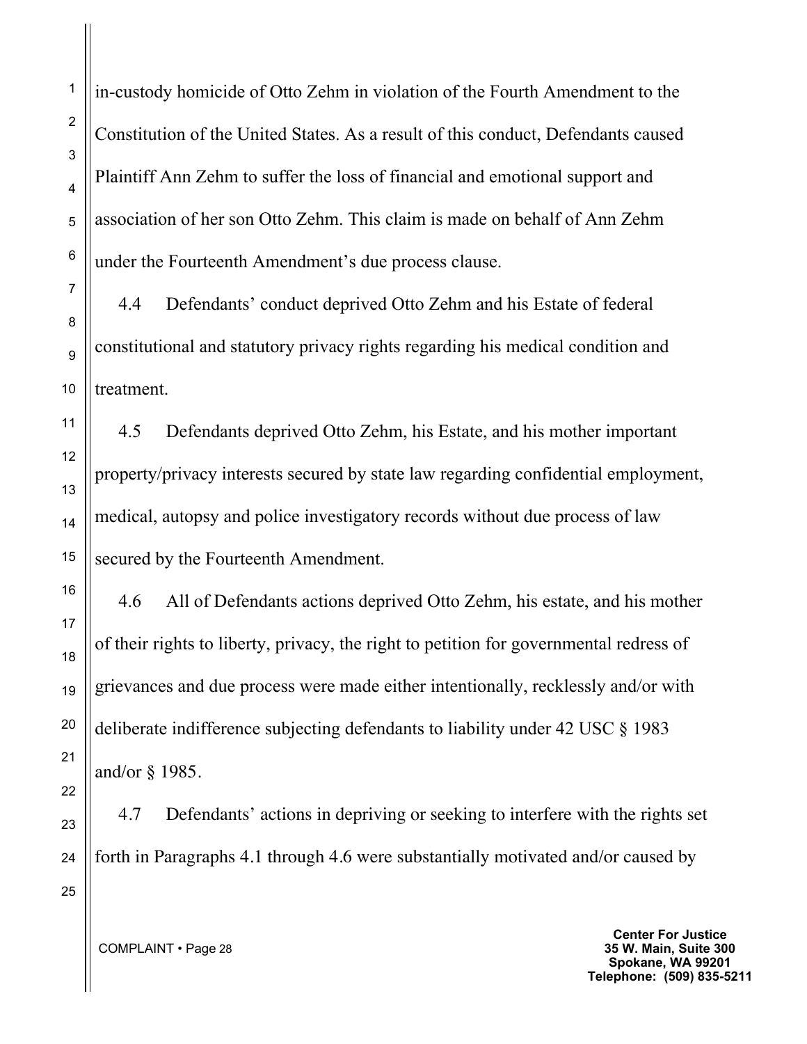in-custody homicide of Otto Zehm in violation of the Fourth Amendment to the Constitution of the United States. As a result of this conduct, Defendants caused Plaintiff Ann Zehm to suffer the loss of financial and emotional support and association of her son Otto Zehm. This claim is made on behalf of Ann Zehm under the Fourteenth Amendment's due process clause.

4.4 Defendants' conduct deprived Otto Zehm and his Estate of federal constitutional and statutory privacy rights regarding his medical condition and treatment.

4.5 Defendants deprived Otto Zehm, his Estate, and his mother important property/privacy interests secured by state law regarding confidential employment, medical, autopsy and police investigatory records without due process of law secured by the Fourteenth Amendment.

4.6 All of Defendants actions deprived Otto Zehm, his estate, and his mother of their rights to liberty, privacy, the right to petition for governmental redress of grievances and due process were made either intentionally, recklessly and/or with deliberate indifference subjecting defendants to liability under 42 USC § 1983 and/or § 1985.

4.7 Defendants' actions in depriving or seeking to interfere with the rights set forth in Paragraphs 4.1 through 4.6 were substantially motivated and/or caused by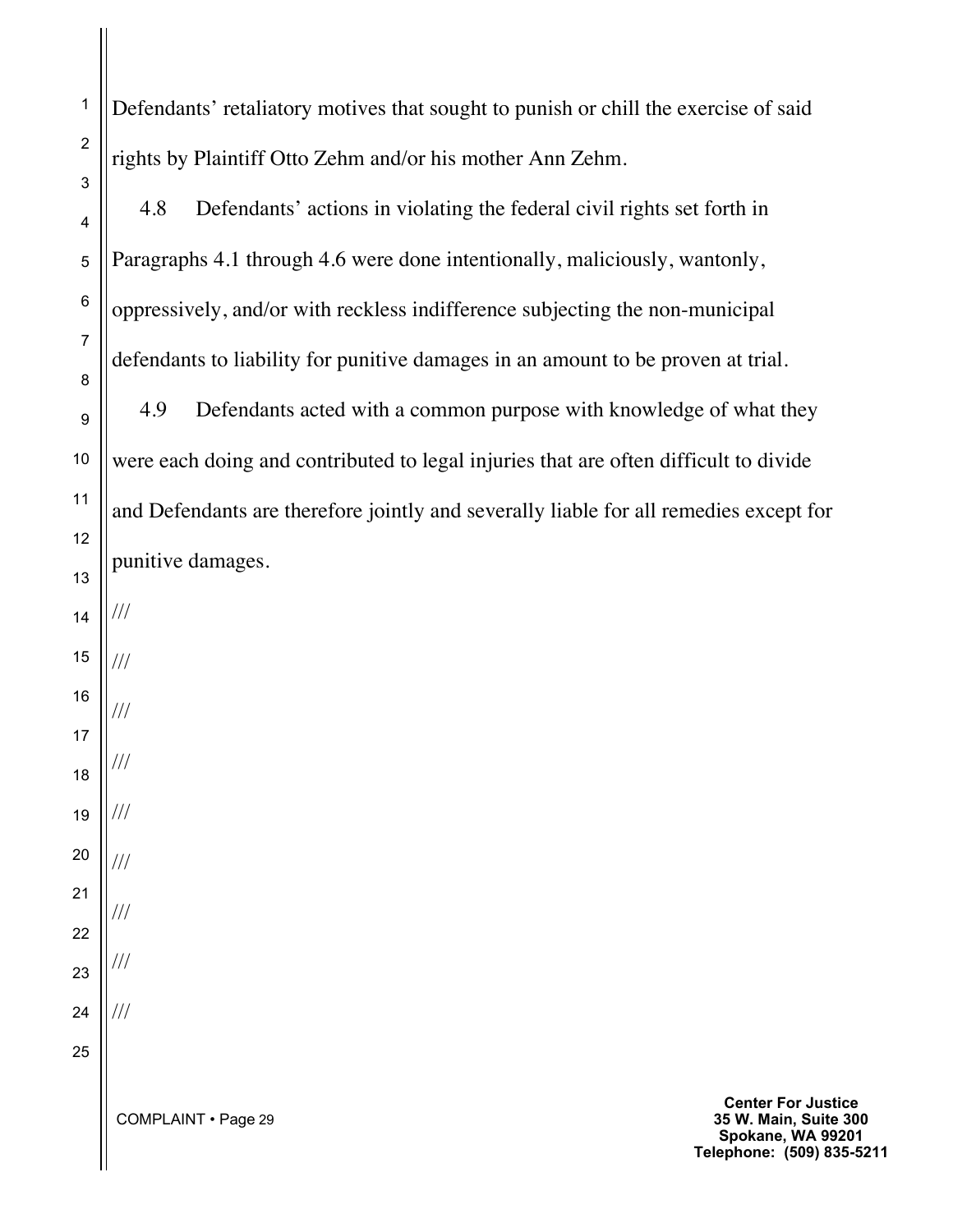Defendants' retaliatory motives that sought to punish or chill the exercise of said rights by Plaintiff Otto Zehm and/or his mother Ann Zehm.

4.8 Defendants' actions in violating the federal civil rights set forth in Paragraphs 4.1 through 4.6 were done intentionally, maliciously, wantonly, oppressively, and/or with reckless indifference subjecting the non-municipal defendants to liability for punitive damages in an amount to be proven at trial.

4.9 Defendants acted with a common purpose with knowledge of what they were each doing and contributed to legal injuries that are often difficult to divide and Defendants are therefore jointly and severally liable for all remedies except for punitive damages.

///

///

///

///

///

///

///

///

///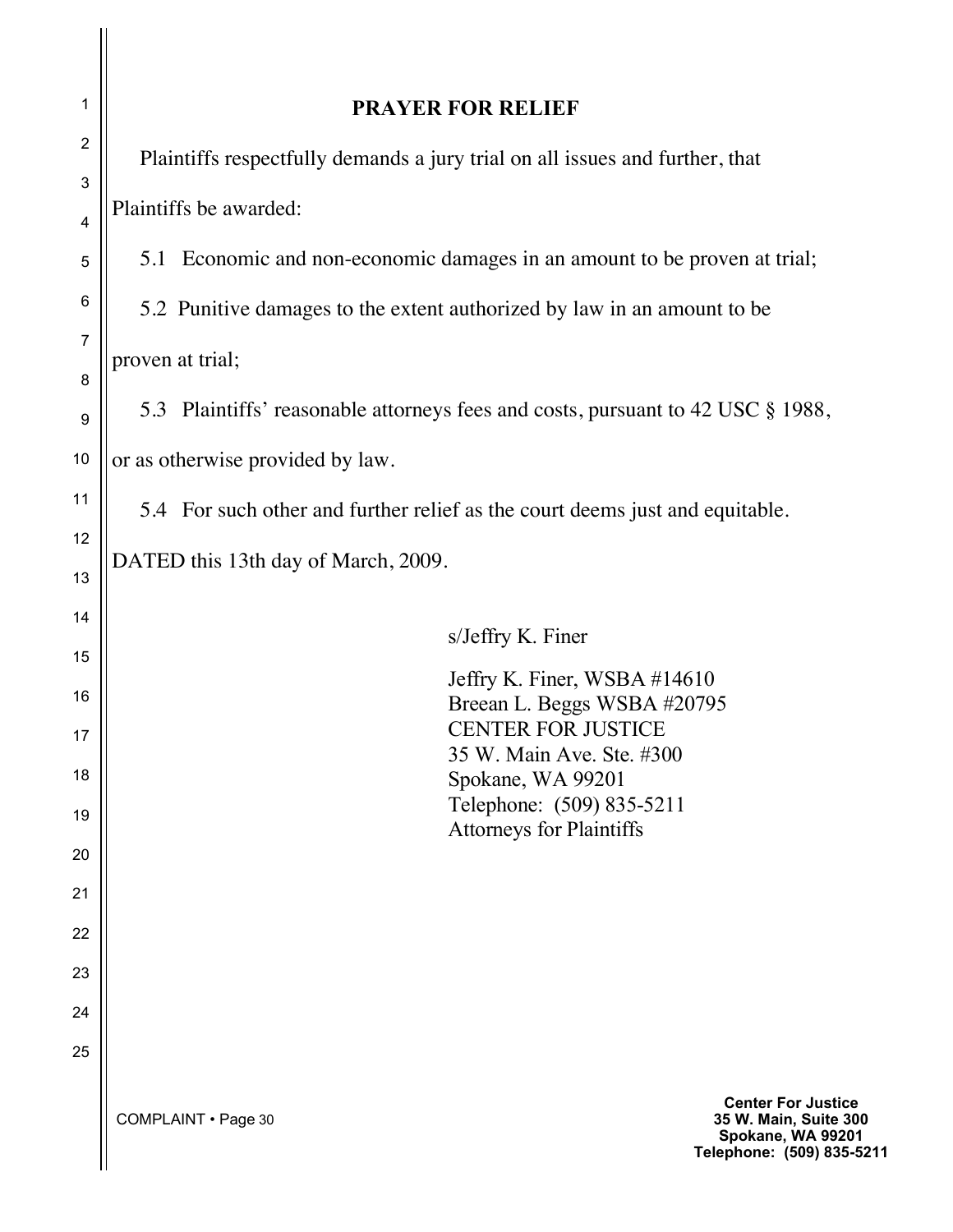## PRAYER FOR RELIEF

Plaintiffs respectfully demands a jury trial on all issues and further, that Plaintiffs be awarded:

5.1 Economic and non-economic damages in an amount to be proven at trial;

5.2 Punitive damages to the extent authorized by law in an amount to be proven at trial;

5.3 Plaintiffs' reasonable attorneys fees and costs, pursuant to 42 USC § 1988, or as otherwise provided by law.

5.4 For such other and further relief as the court deems just and equitable.

DATED this 13th day of March, 2009.

s/Jeffry K. Finer

Jeffry K. Finer, WSBA #14610
Breean L. Beggs WSBA #20795
CENTER FOR JUSTICE
35 W. Main Ave. Ste. #300
Spokane, WA 99201
Telephone: (509) 835-5211
Attorneys for Plaintiffs